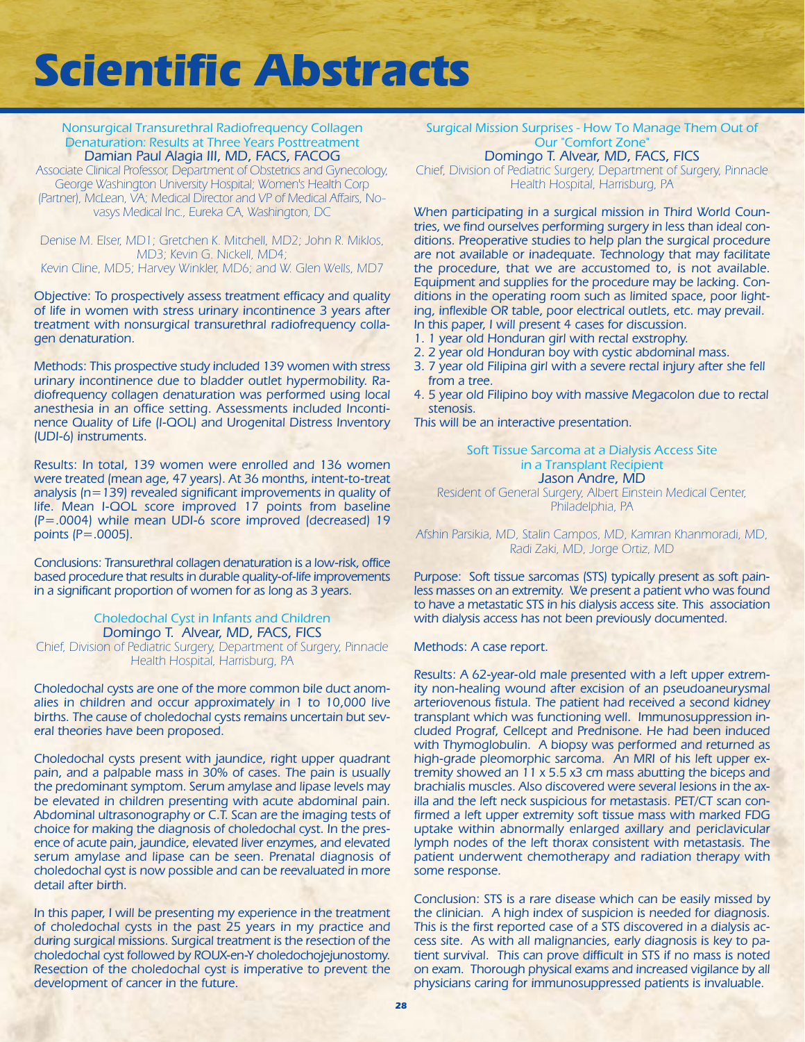# Scientific Abstracts

## Nonsurgical Transurethral Radiofrequency Collagen Denaturation: Results at Three Years Posttreatment

Damian Paul Alagia III, MD, FACS, FACOG

Associate Clinical Professor, Department of Obstetrics and Gynecology, George Washington University Hospital; Women's Health Corp (Partner), McLean, VA; Medical Director and VP of Medical Affairs, Novasys Medical Inc., Eureka CA, Washington, DC

Denise M. Elser, MD1; Gretchen K. Mitchell, MD2; John R. Miklos, MD3; Kevin G. Nickell, MD4; Kevin Cline, MD5; Harvey Winkler, MD6; and W. Glen Wells, MD7

Objective: To prospectively assess treatment efficacy and quality of life in women with stress urinary incontinence 3 years after treatment with nonsurgical transurethral radiofrequency collagen denaturation.

Methods: This prospective study included 139 women with stress urinary incontinence due to bladder outlet hypermobility. Radiofrequency collagen denaturation was performed using local anesthesia in an office setting. Assessments included Incontinence Quality of Life (I-QOL) and Urogenital Distress Inventory (UDI-6) instruments.

Results: In total, 139 women were enrolled and 136 women were treated (mean age, 47 years). At 36 months, intent-to-treat analysis (n=139) revealed significant improvements in quality of life. Mean I-QOL score improved 17 points from baseline (P=.0004) while mean UDI-6 score improved (decreased) 19 points (P=.0005).

Conclusions: Transurethral collagen denaturation is a low-risk, office based procedure that results in durable quality-of-life improvements in a significant proportion of women for as long as 3 years.

## Choledochal Cyst in Infants and Children

Domingo T. Alvear, MD, FACS, FICS

Chief, Division of Pediatric Surgery, Department of Surgery, Pinnacle Health Hospital, Harrisburg, PA

Choledochal cysts are one of the more common bile duct anomalies in children and occur approximately in 1 to 10,000 live births. The cause of choledochal cysts remains uncertain but several theories have been proposed.

Choledochal cysts present with jaundice, right upper quadrant pain, and a palpable mass in 30% of cases. The pain is usually the predominant symptom. Serum amylase and lipase levels may be elevated in children presenting with acute abdominal pain. Abdominal ultrasonography or C.T. Scan are the imaging tests of choice for making the diagnosis of choledochal cyst. In the presence of acute pain, jaundice, elevated liver enzymes, and elevated serum amylase and lipase can be seen. Prenatal diagnosis of choledochal cyst is now possible and can be reevaluated in more detail after birth.

In this paper, I will be presenting my experience in the treatment of choledochal cysts in the past 25 years in my practice and during surgical missions. Surgical treatment is the resection of the choledochal cyst followed by ROUX-en-Y choledochojejunostomy. Resection of the choledochal cyst is imperative to prevent the development of cancer in the future.

## Surgical Mission Surprises - How To Manage Them Out of Our "Comfort Zone"

Domingo T. Alvear, MD, FACS, FICS

Chief, Division of Pediatric Surgery, Department of Surgery, Pinnacle Health Hospital, Harrisburg, PA

When participating in a surgical mission in Third World Countries, we find ourselves performing surgery in less than ideal conditions. Preoperative studies to help plan the surgical procedure are not available or inadequate. Technology that may facilitate the procedure, that we are accustomed to, is not available. Equipment and supplies for the procedure may be lacking. Conditions in the operating room such as limited space, poor lighting, inflexible OR table, poor electrical outlets, etc. may prevail. In this paper, I will present 4 cases for discussion.

1. 1 year old Honduran girl with rectal exstrophy.
2. 2 year old Honduran boy with cystic abdominal mass.
3. 7 year old Filipina girl with a severe rectal injury after she fell from a tree.
4. 5 year old Filipino boy with massive Megacolon due to rectal stenosis.

This will be an interactive presentation.

## Soft Tissue Sarcoma at a Dialysis Access Site in a Transplant Recipient

Jason Andre, MD

Resident of General Surgery, Albert Einstein Medical Center, Philadelphia, PA

Afshin Parsikia, MD, Stalin Campos, MD, Kamran Khanmoradi, MD, Radi Zaki, MD, Jorge Ortiz, MD

Purpose: Soft tissue sarcomas (STS) typically present as soft painless masses on an extremity. We present a patient who was found to have a metastatic STS in his dialysis access site. This association with dialysis access has not been previously documented.

Methods: A case report.

Results: A 62-year-old male presented with a left upper extremity non-healing wound after excision of an pseudoaneurysmal arteriovenous fistula. The patient had received a second kidney transplant which was functioning well. Immunosuppression included Prograf, Cellcept and Prednisone. He had been induced with Thymoglobulin. A biopsy was performed and returned as high-grade pleomorphic sarcoma. An MRI of his left upper extremity showed an 11 x 5.5 x3 cm mass abutting the biceps and brachialis muscles. Also discovered were several lesions in the axilla and the left neck suspicious for metastasis. PET/CT scan confirmed a left upper extremity soft tissue mass with marked FDG uptake within abnormally enlarged axillary and periclavicular lymph nodes of the left thorax consistent with metastasis. The patient underwent chemotherapy and radiation therapy with some response.

Conclusion: STS is a rare disease which can be easily missed by the clinician. A high index of suspicion is needed for diagnosis. This is the first reported case of a STS discovered in a dialysis access site. As with all malignancies, early diagnosis is key to patient survival. This can prove difficult in STS if no mass is noted on exam. Thorough physical exams and increased vigilance by all physicians caring for immunosuppressed patients is invaluable.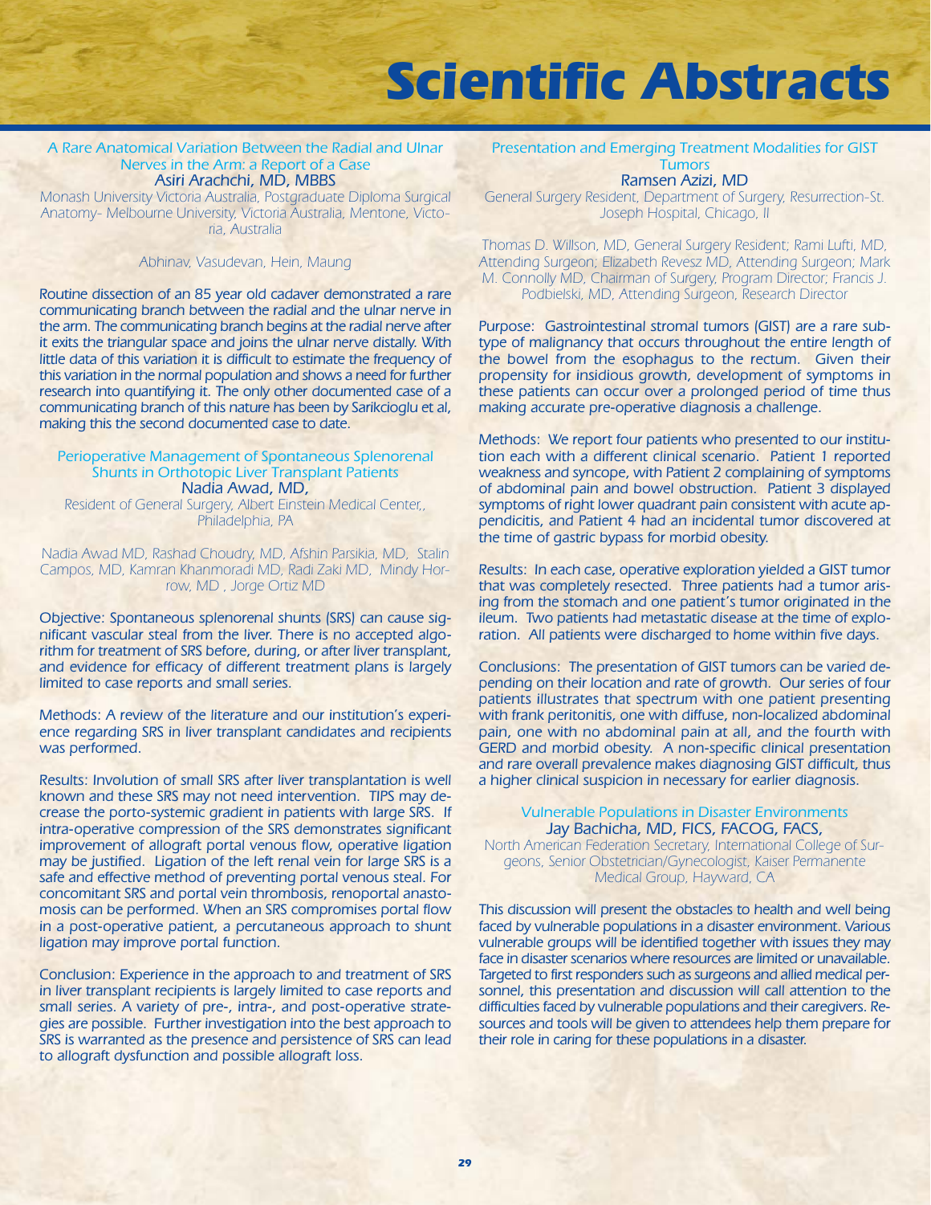# Scientific Abstracts

## A Rare Anatomical Variation Between the Radial and Ulnar Nerves in the Arm: a Report of a Case

**Asiri Arachchi, MD, MBBS**

*Monash University Victoria Australia, Postgraduate Diploma Surgical Anatomy- Melbourne University, Victoria Australia, Mentone, Victoria, Australia*

*Abhinav, Vasudevan, Hein, Maung*

Routine dissection of an 85 year old cadaver demonstrated a rare communicating branch between the radial and the ulnar nerve in the arm. The communicating branch begins at the radial nerve after it exits the triangular space and joins the ulnar nerve distally. With little data of this variation it is difficult to estimate the frequency of this variation in the normal population and shows a need for further research into quantifying it. The only other documented case of a communicating branch of this nature has been by Sarikcioglu et al, making this the second documented case to date.

## Perioperative Management of Spontaneous Splenorenal Shunts in Orthotopic Liver Transplant Patients

**Nadia Awad, MD,**

*Resident of General Surgery, Albert Einstein Medical Center,, Philadelphia, PA*

*Nadia Awad MD, Rashad Choudry, MD, Afshin Parsikia, MD, Stalin Campos, MD, Kamran Khanmoradi MD, Radi Zaki MD, Mindy Horrow, MD , Jorge Ortiz MD*

Objective: Spontaneous splenorenal shunts (SRS) can cause significant vascular steal from the liver. There is no accepted algorithm for treatment of SRS before, during, or after liver transplant, and evidence for efficacy of different treatment plans is largely limited to case reports and small series.

Methods: A review of the literature and our institution's experience regarding SRS in liver transplant candidates and recipients was performed.

Results: Involution of small SRS after liver transplantation is well known and these SRS may not need intervention. TIPS may decrease the porto-systemic gradient in patients with large SRS. If intra-operative compression of the SRS demonstrates significant improvement of allograft portal venous flow, operative ligation may be justified. Ligation of the left renal vein for large SRS is a safe and effective method of preventing portal venous steal. For concomitant SRS and portal vein thrombosis, renoportal anastomosis can be performed. When an SRS compromises portal flow in a post-operative patient, a percutaneous approach to shunt ligation may improve portal function.

Conclusion: Experience in the approach to and treatment of SRS in liver transplant recipients is largely limited to case reports and small series. A variety of pre-, intra-, and post-operative strategies are possible. Further investigation into the best approach to SRS is warranted as the presence and persistence of SRS can lead to allograft dysfunction and possible allograft loss.

## Presentation and Emerging Treatment Modalities for GIST Tumors

**Ramsen Azizi, MD**

*General Surgery Resident, Department of Surgery, Resurrection-St. Joseph Hospital, Chicago, Il*

*Thomas D. Willson, MD, General Surgery Resident; Rami Lufti, MD, Attending Surgeon; Elizabeth Revesz MD, Attending Surgeon; Mark M. Connolly MD, Chairman of Surgery, Program Director; Francis J. Podbielski, MD, Attending Surgeon, Research Director*

Purpose: Gastrointestinal stromal tumors (GIST) are a rare subtype of malignancy that occurs throughout the entire length of the bowel from the esophagus to the rectum. Given their propensity for insidious growth, development of symptoms in these patients can occur over a prolonged period of time thus making accurate pre-operative diagnosis a challenge.

Methods: We report four patients who presented to our institution each with a different clinical scenario. Patient 1 reported weakness and syncope, with Patient 2 complaining of symptoms of abdominal pain and bowel obstruction. Patient 3 displayed symptoms of right lower quadrant pain consistent with acute appendicitis, and Patient 4 had an incidental tumor discovered at the time of gastric bypass for morbid obesity.

Results: In each case, operative exploration yielded a GIST tumor that was completely resected. Three patients had a tumor arising from the stomach and one patient's tumor originated in the ileum. Two patients had metastatic disease at the time of exploration. All patients were discharged to home within five days.

Conclusions: The presentation of GIST tumors can be varied depending on their location and rate of growth. Our series of four patients illustrates that spectrum with one patient presenting with frank peritonitis, one with diffuse, non-localized abdominal pain, one with no abdominal pain at all, and the fourth with GERD and morbid obesity. A non-specific clinical presentation and rare overall prevalence makes diagnosing GIST difficult, thus a higher clinical suspicion in necessary for earlier diagnosis.

## Vulnerable Populations in Disaster Environments

**Jay Bachicha, MD, FICS, FACOG, FACS,**

*North American Federation Secretary, International College of Surgeons, Senior Obstetrician/Gynecologist, Kaiser Permanente Medical Group, Hayward, CA*

This discussion will present the obstacles to health and well being faced by vulnerable populations in a disaster environment. Various vulnerable groups will be identified together with issues they may face in disaster scenarios where resources are limited or unavailable. Targeted to first responders such as surgeons and allied medical personnel, this presentation and discussion will call attention to the difficulties faced by vulnerable populations and their caregivers. Resources and tools will be given to attendees help them prepare for their role in caring for these populations in a disaster.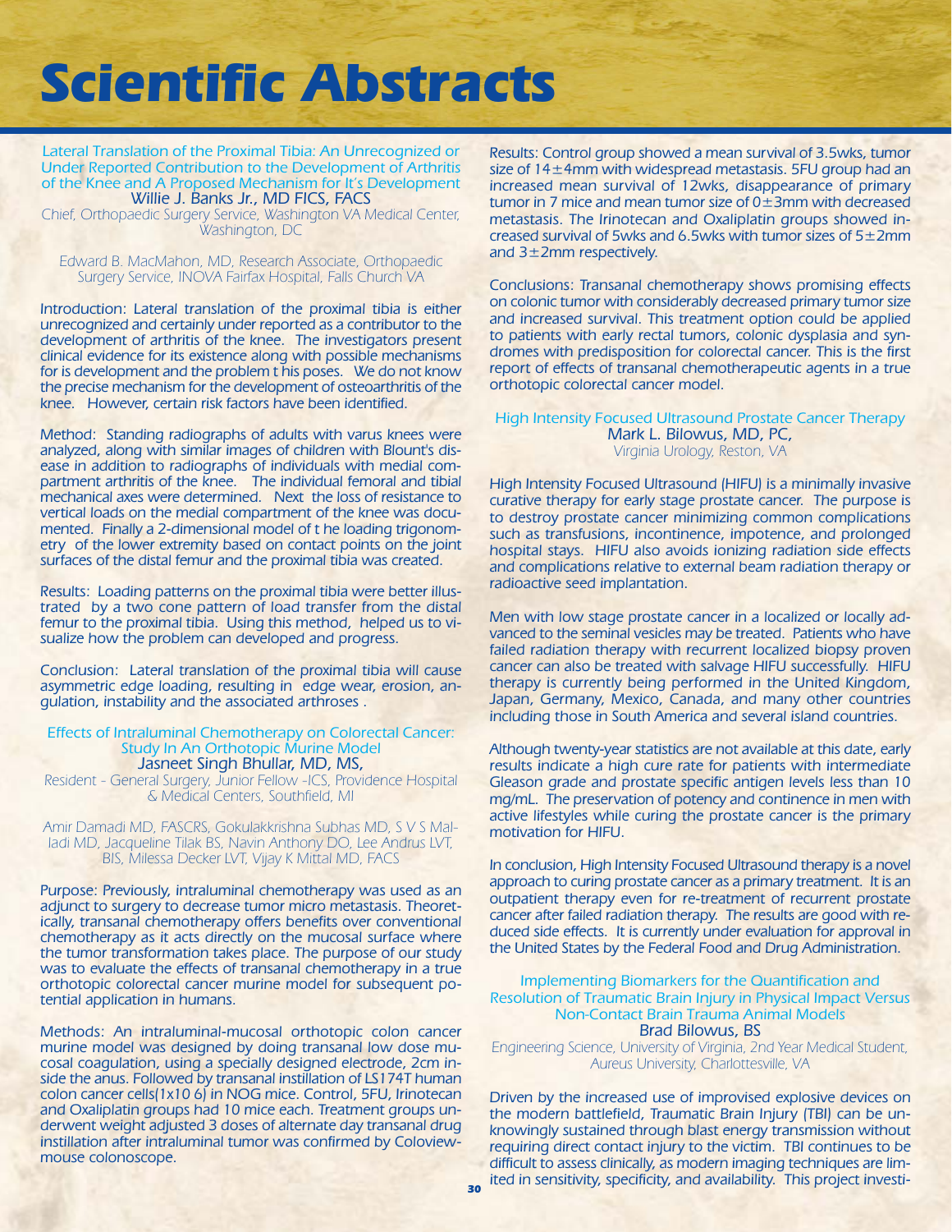# Scientific Abstracts

### Lateral Translation of the Proximal Tibia: An Unrecognized or Under Reported Contribution to the Development of Arthritis of the Knee and A Proposed Mechanism for It's Development

Willie J. Banks Jr., MD FICS, FACS

*Chief, Orthopaedic Surgery Service, Washington VA Medical Center, Washington, DC*

*Edward B. MacMahon, MD, Research Associate, Orthopaedic Surgery Service, INOVA Fairfax Hospital, Falls Church VA*

Introduction: Lateral translation of the proximal tibia is either unrecognized and certainly under reported as a contributor to the development of arthritis of the knee. The investigators present clinical evidence for its existence along with possible mechanisms for is development and the problem t his poses. We do not know the precise mechanism for the development of osteoarthritis of the knee. However, certain risk factors have been identified.

Method: Standing radiographs of adults with varus knees were analyzed, along with similar images of children with Blount's disease in addition to radiographs of individuals with medial compartment arthritis of the knee. The individual femoral and tibial mechanical axes were determined. Next the loss of resistance to vertical loads on the medial compartment of the knee was documented. Finally a 2-dimensional model of t he loading trigonometry of the lower extremity based on contact points on the joint surfaces of the distal femur and the proximal tibia was created.

Results: Loading patterns on the proximal tibia were better illustrated by a two cone pattern of load transfer from the distal femur to the proximal tibia. Using this method, helped us to visualize how the problem can developed and progress.

Conclusion: Lateral translation of the proximal tibia will cause asymmetric edge loading, resulting in edge wear, erosion, angulation, instability and the associated arthroses .

### Effects of Intraluminal Chemotherapy on Colorectal Cancer: Study In An Orthotopic Murine Model

Jasneet Singh Bhullar, MD, MS,

*Resident - General Surgery, Junior Fellow -ICS, Providence Hospital & Medical Centers, Southfield, MI*

*Amir Damadi MD, FASCRS, Gokulakkrishna Subhas MD, S V S Malladi MD, Jacqueline Tilak BS, Navin Anthony DO, Lee Andrus LVT, BIS, Milessa Decker LVT, Vijay K Mittal MD, FACS*

Purpose: Previously, intraluminal chemotherapy was used as an adjunct to surgery to decrease tumor micro metastasis. Theoretically, transanal chemotherapy offers benefits over conventional chemotherapy as it acts directly on the mucosal surface where the tumor transformation takes place. The purpose of our study was to evaluate the effects of transanal chemotherapy in a true orthotopic colorectal cancer murine model for subsequent potential application in humans.

Methods: An intraluminal-mucosal orthotopic colon cancer murine model was designed by doing transanal low dose mucosal coagulation, using a specially designed electrode, 2cm inside the anus. Followed by transanal instillation of LS174T human colon cancer cells(1x10 6) in NOG mice. Control, 5FU, Irinotecan and Oxaliplatin groups had 10 mice each. Treatment groups underwent weight adjusted 3 doses of alternate day transanal drug instillation after intraluminal tumor was confirmed by Coloview-mouse colonoscope.

Results: Control group showed a mean survival of 3.5wks, tumor size of 14±4mm with widespread metastasis. 5FU group had an increased mean survival of 12wks, disappearance of primary tumor in 7 mice and mean tumor size of 0±3mm with decreased metastasis. The Irinotecan and Oxaliplatin groups showed increased survival of 5wks and 6.5wks with tumor sizes of 5±2mm and 3±2mm respectively.

Conclusions: Transanal chemotherapy shows promising effects on colonic tumor with considerably decreased primary tumor size and increased survival. This treatment option could be applied to patients with early rectal tumors, colonic dysplasia and syndromes with predisposition for colorectal cancer. This is the first report of effects of transanal chemotherapeutic agents in a true orthotopic colorectal cancer model.

### High Intensity Focused Ultrasound Prostate Cancer Therapy

Mark L. Bilowus, MD, PC,

*Virginia Urology, Reston, VA*

High Intensity Focused Ultrasound (HIFU) is a minimally invasive curative therapy for early stage prostate cancer. The purpose is to destroy prostate cancer minimizing common complications such as transfusions, incontinence, impotence, and prolonged hospital stays. HIFU also avoids ionizing radiation side effects and complications relative to external beam radiation therapy or radioactive seed implantation.

Men with low stage prostate cancer in a localized or locally advanced to the seminal vesicles may be treated. Patients who have failed radiation therapy with recurrent localized biopsy proven cancer can also be treated with salvage HIFU successfully. HIFU therapy is currently being performed in the United Kingdom, Japan, Germany, Mexico, Canada, and many other countries including those in South America and several island countries.

Although twenty-year statistics are not available at this date, early results indicate a high cure rate for patients with intermediate Gleason grade and prostate specific antigen levels less than 10 mg/mL. The preservation of potency and continence in men with active lifestyles while curing the prostate cancer is the primary motivation for HIFU.

In conclusion, High Intensity Focused Ultrasound therapy is a novel approach to curing prostate cancer as a primary treatment. It is an outpatient therapy even for re-treatment of recurrent prostate cancer after failed radiation therapy. The results are good with reduced side effects. It is currently under evaluation for approval in the United States by the Federal Food and Drug Administration.

### Implementing Biomarkers for the Quantification and Resolution of Traumatic Brain Injury in Physical Impact Versus Non-Contact Brain Trauma Animal Models

Brad Bilowus, BS

*Engineering Science, University of Virginia, 2nd Year Medical Student, Aureus University, Charlottesville, VA*

Driven by the increased use of improvised explosive devices on the modern battlefield, Traumatic Brain Injury (TBI) can be unknowingly sustained through blast energy transmission without requiring direct contact injury to the victim. TBI continues to be difficult to assess clinically, as modern imaging techniques are limited in sensitivity, specificity, and availability. This project investi-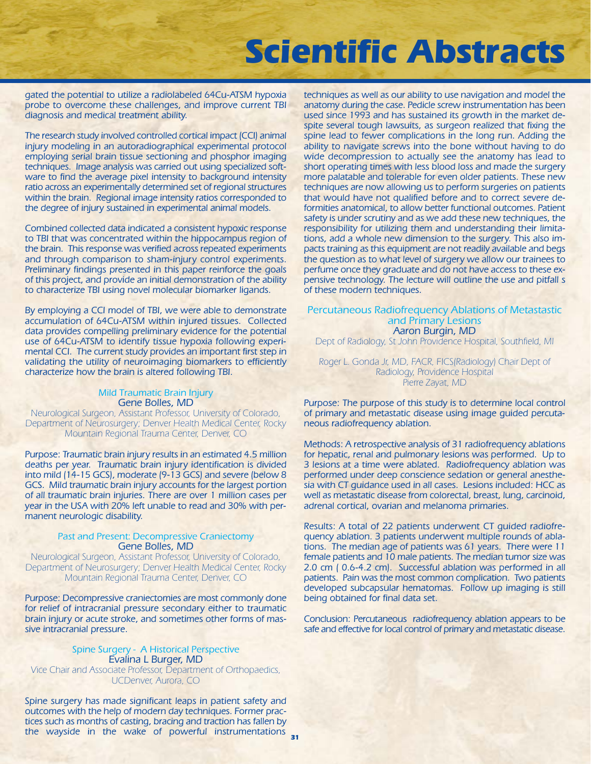# Scientific Abstracts

gated the potential to utilize a radiolabeled 64Cu-ATSM hypoxia probe to overcome these challenges, and improve current TBI diagnosis and medical treatment ability.

The research study involved controlled cortical impact (CCI) animal injury modeling in an autoradiographical experimental protocol employing serial brain tissue sectioning and phosphor imaging techniques. Image analysis was carried out using specialized software to find the average pixel intensity to background intensity ratio across an experimentally determined set of regional structures within the brain. Regional image intensity ratios corresponded to the degree of injury sustained in experimental animal models.

Combined collected data indicated a consistent hypoxic response to TBI that was concentrated within the hippocampus region of the brain. This response was verified across repeated experiments and through comparison to sham-injury control experiments. Preliminary findings presented in this paper reinforce the goals of this project, and provide an initial demonstration of the ability to characterize TBI using novel molecular biomarker ligands.

By employing a CCI model of TBI, we were able to demonstrate accumulation of 64Cu-ATSM within injured tissues. Collected data provides compelling preliminary evidence for the potential use of 64Cu-ATSM to identify tissue hypoxia following experimental CCI. The current study provides an important first step in validating the utility of neuroimaging biomarkers to efficiently characterize how the brain is altered following TBI.

### Mild Traumatic Brain Injury

Gene Bolles, MD

*Neurological Surgeon, Assistant Professor, University of Colorado, Department of Neurosurgery; Denver Health Medical Center, Rocky Mountain Regional Trauma Center, Denver, CO*

Purpose: Traumatic brain injury results in an estimated 4.5 million deaths per year. Traumatic brain injury identification is divided into mild (14-15 GCS), moderate (9-13 GCS) and severe (below 8 GCS. Mild traumatic brain injury accounts for the largest portion of all traumatic brain injuries. There are over 1 million cases per year in the USA with 20% left unable to read and 30% with permanent neurologic disability.

### Past and Present: Decompressive Craniectomy

Gene Bolles, MD

*Neurological Surgeon, Assistant Professor, University of Colorado, Department of Neurosurgery; Denver Health Medical Center, Rocky Mountain Regional Trauma Center, Denver, CO*

Purpose: Decompressive craniectomies are most commonly done for relief of intracranial pressure secondary either to traumatic brain injury or acute stroke, and sometimes other forms of massive intracranial pressure.

### Spine Surgery - A Historical Perspective

Evalina L Burger, MD

*Vice Chair and Associate Professor, Department of Orthopaedics, UCDenver, Aurora, CO*

Spine surgery has made significant leaps in patient safety and outcomes with the help of modern day techniques. Former practices such as months of casting, bracing and traction has fallen by the wayside in the wake of powerful instrumentations techniques as well as our ability to use navigation and model the anatomy during the case. Pedicle screw instrumentation has been used since 1993 and has sustained its growth in the market despite several tough lawsuits, as surgeon realized that fixing the spine lead to fewer complications in the long run. Adding the ability to navigate screws into the bone without having to do wide decompression to actually see the anatomy has lead to short operating times with less blood loss and made the surgery more palatable and tolerable for even older patients. These new techniques are now allowing us to perform surgeries on patients that would have not qualified before and to correct severe deformities anatomical, to allow better functional outcomes. Patient safety is under scrutiny and as we add these new techniques, the responsibility for utilizing them and understanding their limitations, add a whole new dimension to the surgery. This also impacts training as this equipment are not readily available and begs the question as to what level of surgery we allow our trainees to perfume once they graduate and do not have access to these expensive technology. The lecture will outline the use and pitfall s of these modern techniques.

### Percutaneous Radiofrequency Ablations of Metastastic and Primary Lesions

Aaron Burgin, MD

*Dept of Radiology, St John Providence Hospital, Southfield, MI*

*Roger L. Gonda Jr, MD, FACR, FICS(Radiology) Chair Dept of Radiology, Providence Hospital*
*Pierre Zayat, MD*

Purpose: The purpose of this study is to determine local control of primary and metastatic disease using image guided percutaneous radiofrequency ablation.

Methods: A retrospective analysis of 31 radiofrequency ablations for hepatic, renal and pulmonary lesions was performed. Up to 3 lesions at a time were ablated. Radiofrequency ablation was performed under deep conscience sedation or general anesthesia with CT guidance used in all cases. Lesions included: HCC as well as metastatic disease from colorectal, breast, lung, carcinoid, adrenal cortical, ovarian and melanoma primaries.

Results: A total of 22 patients underwent CT guided radiofrequency ablation. 3 patients underwent multiple rounds of ablations. The median age of patients was 61 years. There were 11 female patients and 10 male patients. The median tumor size was 2.0 cm ( 0.6-4.2 cm). Successful ablation was performed in all patients. Pain was the most common complication. Two patients developed subcapsular hematomas. Follow up imaging is still being obtained for final data set.

Conclusion: Percutaneous radiofrequency ablation appears to be safe and effective for local control of primary and metastatic disease.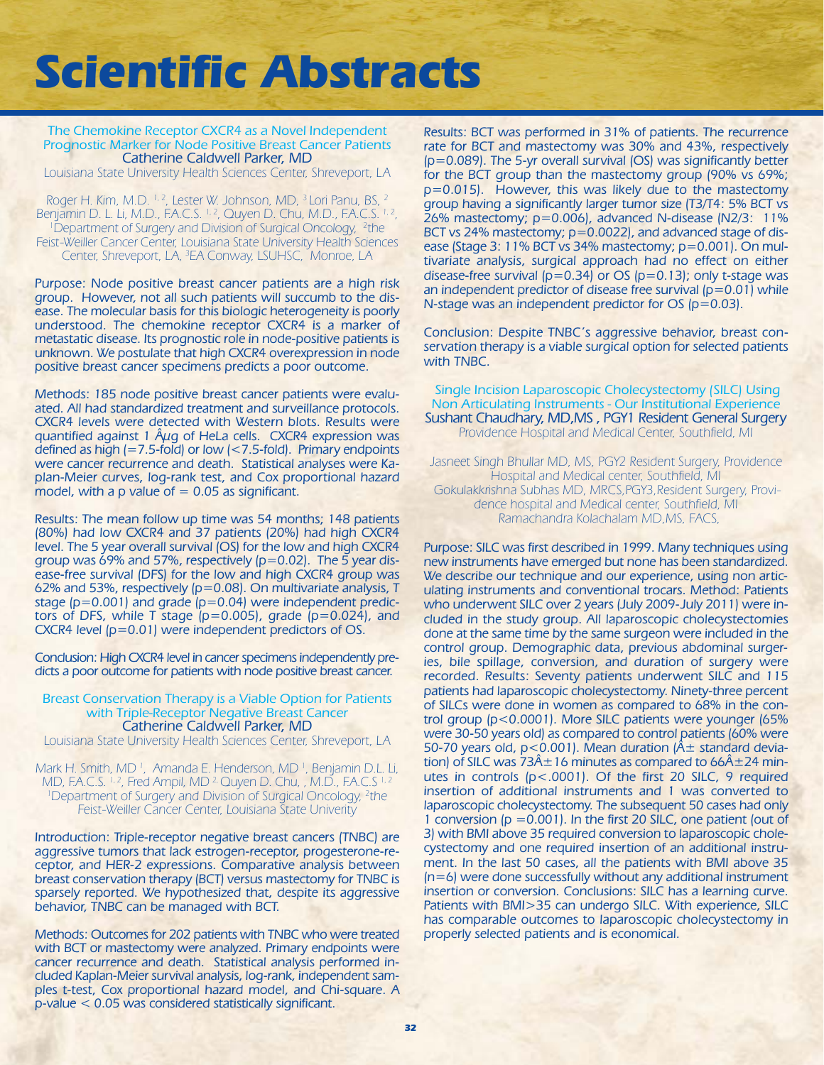# Scientific Abstracts

## The Chemokine Receptor CXCR4 as a Novel Independent Prognostic Marker for Node Positive Breast Cancer Patients

Catherine Caldwell Parker, MD

Louisiana State University Health Sciences Center, Shreveport, LA

Roger H. Kim, M.D. [1,2], Lester W. Johnson, MD, [3] Lori Panu, BS, [2] Benjamin D. L. Li, M.D., F.A.C.S. [1,2], Quyen D. Chu, M.D., F.A.C.S. [1,2], [1]Department of Surgery and Division of Surgical Oncology, [2]the Feist-Weiller Cancer Center, Louisiana State University Health Sciences Center, Shreveport, LA, [3]EA Conway, LSUHSC, Monroe, LA

Purpose: Node positive breast cancer patients are a high risk group. However, not all such patients will succumb to the disease. The molecular basis for this biologic heterogeneity is poorly understood. The chemokine receptor CXCR4 is a marker of metastatic disease. Its prognostic role in node-positive patients is unknown. We postulate that high CXCR4 overexpression in node positive breast cancer specimens predicts a poor outcome.

Methods: 185 node positive breast cancer patients were evaluated. All had standardized treatment and surveillance protocols. CXCR4 levels were detected with Western blots. Results were quantified against 1 Âµg of HeLa cells. CXCR4 expression was defined as high (=7.5-fold) or low (<7.5-fold). Primary endpoints were cancer recurrence and death. Statistical analyses were Kaplan-Meier curves, log-rank test, and Cox proportional hazard model, with a p value of = 0.05 as significant.

Results: The mean follow up time was 54 months; 148 patients (80%) had low CXCR4 and 37 patients (20%) had high CXCR4 level. The 5 year overall survival (OS) for the low and high CXCR4 group was 69% and 57%, respectively (p=0.02). The 5 year disease-free survival (DFS) for the low and high CXCR4 group was 62% and 53%, respectively (p=0.08). On multivariate analysis, T stage (p=0.001) and grade (p=0.04) were independent predictors of DFS, while T stage (p=0.005), grade (p=0.024), and CXCR4 level (p=0.01) were independent predictors of OS.

Conclusion: High CXCR4 level in cancer specimens independently predicts a poor outcome for patients with node positive breast cancer.

## Breast Conservation Therapy is a Viable Option for Patients with Triple-Receptor Negative Breast Cancer

Catherine Caldwell Parker, MD

Louisiana State University Health Sciences Center, Shreveport, LA

Mark H. Smith, MD [1], Amanda E. Henderson, MD [1], Benjamin D.L. Li, MD, F.A.C.S. [1,2], Fred Ampil, MD [2], Quyen D. Chu, , M.D., F.A.C.S [1,2] [1]Department of Surgery and Division of Surgical Oncology, [2]the Feist-Weiller Cancer Center, Louisiana State Univerity

Introduction: Triple-receptor negative breast cancers (TNBC) are aggressive tumors that lack estrogen-receptor, progesterone-receptor, and HER-2 expressions. Comparative analysis between breast conservation therapy (BCT) versus mastectomy for TNBC is sparsely reported. We hypothesized that, despite its aggressive behavior, TNBC can be managed with BCT.

Methods: Outcomes for 202 patients with TNBC who were treated with BCT or mastectomy were analyzed. Primary endpoints were cancer recurrence and death. Statistical analysis performed included Kaplan-Meier survival analysis, log-rank, independent samples t-test, Cox proportional hazard model, and Chi-square. A p-value < 0.05 was considered statistically significant.

Results: BCT was performed in 31% of patients. The recurrence rate for BCT and mastectomy was 30% and 43%, respectively (p=0.089). The 5-yr overall survival (OS) was significantly better for the BCT group than the mastectomy group (90% vs 69%; p=0.015). However, this was likely due to the mastectomy group having a significantly larger tumor size (T3/T4: 5% BCT vs 26% mastectomy; p=0.006), advanced N-disease (N2/3: 11% BCT vs 24% mastectomy; p=0.0022), and advanced stage of disease (Stage 3: 11% BCT vs 34% mastectomy; p=0.001). On multivariate analysis, surgical approach had no effect on either disease-free survival (p=0.34) or OS (p=0.13); only t-stage was an independent predictor of disease free survival (p=0.01) while N-stage was an independent predictor for OS (p=0.03).

Conclusion: Despite TNBC's aggressive behavior, breast conservation therapy is a viable surgical option for selected patients with TNBC.

## Single Incision Laparoscopic Cholecystectomy (SILC) Using Non Articulating Instruments - Our Institutional Experience

Sushant Chaudhary, MD,MS , PGY1 Resident General Surgery

Providence Hospital and Medical Center, Southfield, MI

Jasneet Singh Bhullar MD, MS, PGY2 Resident Surgery, Providence Hospital and Medical center, Southfield, MI
Gokulakkrishna Subhas MD, MRCS,PGY3,Resident Surgery, Providence hospital and Medical center, Southfield, MI
Ramachandra Kolachalam MD,MS, FACS,

Purpose: SILC was first described in 1999. Many techniques using new instruments have emerged but none has been standardized. We describe our technique and our experience, using non articulating instruments and conventional trocars. Method: Patients who underwent SILC over 2 years (July 2009-July 2011) were included in the study group. All laparoscopic cholecystectomies done at the same time by the same surgeon were included in the control group. Demographic data, previous abdominal surgeries, bile spillage, conversion, and duration of surgery were recorded. Results: Seventy patients underwent SILC and 115 patients had laparoscopic cholecystectomy. Ninety-three percent of SILCs were done in women as compared to 68% in the control group (p<0.0001). More SILC patients were younger (65% were 30-50 years old) as compared to control patients (60% were 50-70 years old, p<0.001). Mean duration (Â± standard deviation) of SILC was 73Â±16 minutes as compared to 66Â±24 minutes in controls (p<.0001). Of the first 20 SILC, 9 required insertion of additional instruments and 1 was converted to laparoscopic cholecystectomy. The subsequent 50 cases had only 1 conversion (p =0.001). In the first 20 SILC, one patient (out of 3) with BMI above 35 required conversion to laparoscopic cholecystectomy and one required insertion of an additional instrument. In the last 50 cases, all the patients with BMI above 35 (n=6) were done successfully without any additional instrument insertion or conversion. Conclusions: SILC has a learning curve. Patients with BMI>35 can undergo SILC. With experience, SILC has comparable outcomes to laparoscopic cholecystectomy in properly selected patients and is economical.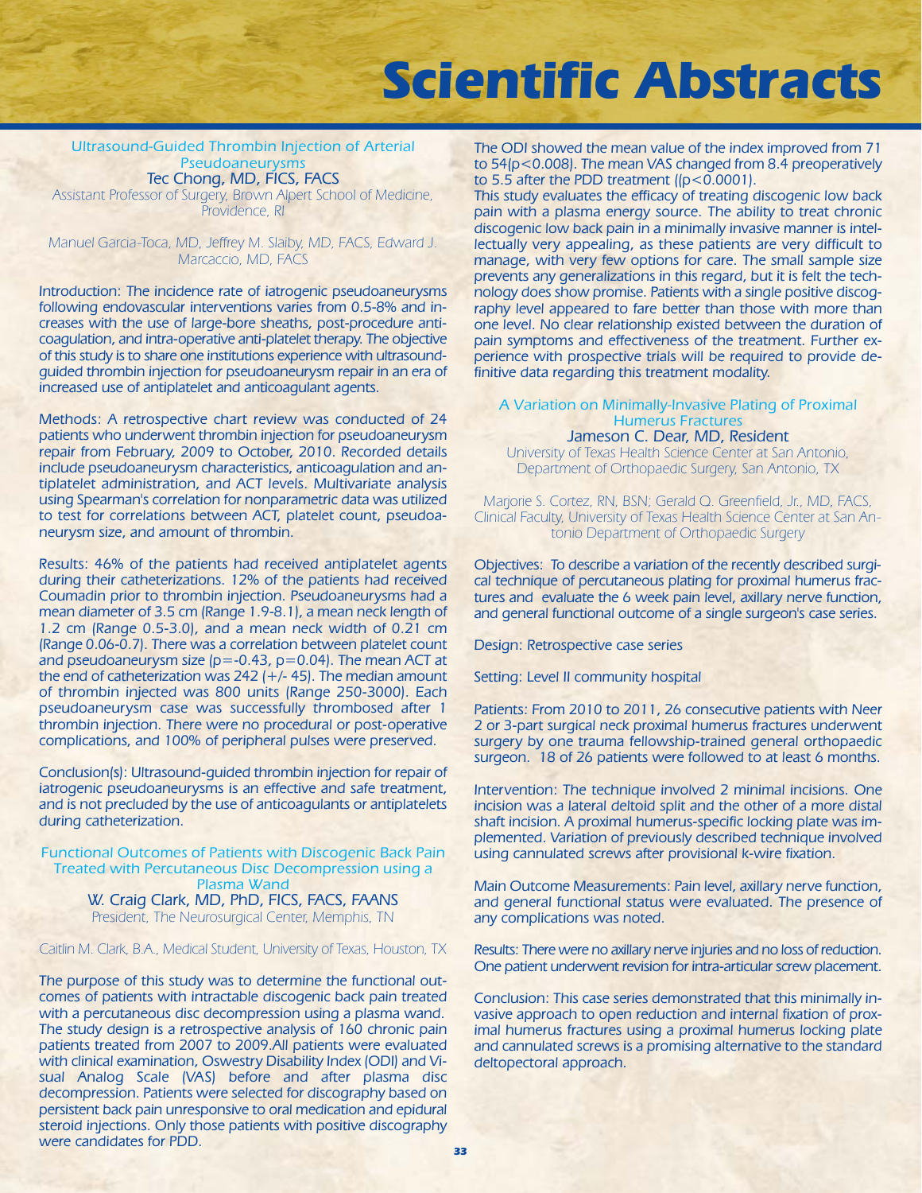# Scientific Abstracts

### Ultrasound-Guided Thrombin Injection of Arterial Pseudoaneurysms

Tec Chong, MD, FICS, FACS
Assistant Professor of Surgery, Brown Alpert School of Medicine, Providence, RI

Manuel Garcia-Toca, MD, Jeffrey M. Slaiby, MD, FACS, Edward J. Marcaccio, MD, FACS

Introduction: The incidence rate of iatrogenic pseudoaneurysms following endovascular interventions varies from 0.5-8% and increases with the use of large-bore sheaths, post-procedure anticoagulation, and intra-operative anti-platelet therapy. The objective of this study is to share one institutions experience with ultrasound-guided thrombin injection for pseudoaneurysm repair in an era of increased use of antiplatelet and anticoagulant agents.

Methods: A retrospective chart review was conducted of 24 patients who underwent thrombin injection for pseudoaneurysm repair from February, 2009 to October, 2010. Recorded details include pseudoaneurysm characteristics, anticoagulation and antiplatelet administration, and ACT levels. Multivariate analysis using Spearman's correlation for nonparametric data was utilized to test for correlations between ACT, platelet count, pseudoaneurysm size, and amount of thrombin.

Results: 46% of the patients had received antiplatelet agents during their catheterizations. 12% of the patients had received Coumadin prior to thrombin injection. Pseudoaneurysms had a mean diameter of 3.5 cm (Range 1.9-8.1), a mean neck length of 1.2 cm (Range 0.5-3.0), and a mean neck width of 0.21 cm (Range 0.06-0.7). There was a correlation between platelet count and pseudoaneurysm size ($p=-0.43$, $p=0.04$). The mean ACT at the end of catheterization was 242 (+/- 45). The median amount of thrombin injected was 800 units (Range 250-3000). Each pseudoaneurysm case was successfully thrombosed after 1 thrombin injection. There were no procedural or post-operative complications, and 100% of peripheral pulses were preserved.

Conclusion(s): Ultrasound-guided thrombin injection for repair of iatrogenic pseudoaneurysms is an effective and safe treatment, and is not precluded by the use of anticoagulants or antiplatelets during catheterization.

### Functional Outcomes of Patients with Discogenic Back Pain Treated with Percutaneous Disc Decompression using a Plasma Wand

W. Craig Clark, MD, PhD, FICS, FACS, FAANS
President, The Neurosurgical Center, Memphis, TN

Caitlin M. Clark, B.A., Medical Student, University of Texas, Houston, TX

The purpose of this study was to determine the functional outcomes of patients with intractable discogenic back pain treated with a percutaneous disc decompression using a plasma wand. The study design is a retrospective analysis of 160 chronic pain patients treated from 2007 to 2009.All patients were evaluated with clinical examination, Oswestry Disability Index (ODI) and Visual Analog Scale (VAS) before and after plasma disc decompression. Patients were selected for discography based on persistent back pain unresponsive to oral medication and epidural steroid injections. Only those patients with positive discography were candidates for PDD.

The ODI showed the mean value of the index improved from 71 to 54($p<0.008$). The mean VAS changed from 8.4 preoperatively to 5.5 after the PDD treatment (($p<0.0001$).

This study evaluates the efficacy of treating discogenic low back pain with a plasma energy source. The ability to treat chronic discogenic low back pain in a minimally invasive manner is intellectually very appealing, as these patients are very difficult to manage, with very few options for care. The small sample size prevents any generalizations in this regard, but it is felt the technology does show promise. Patients with a single positive discography level appeared to fare better than those with more than one level. No clear relationship existed between the duration of pain symptoms and effectiveness of the treatment. Further experience with prospective trials will be required to provide definitive data regarding this treatment modality.

### A Variation on Minimally-Invasive Plating of Proximal Humerus Fractures

Jameson C. Dear, MD, Resident
University of Texas Health Science Center at San Antonio, Department of Orthopaedic Surgery, San Antonio, TX

Marjorie S. Cortez, RN, BSN; Gerald Q. Greenfield, Jr., MD, FACS, Clinical Faculty, University of Texas Health Science Center at San Antonio Department of Orthopaedic Surgery

Objectives: To describe a variation of the recently described surgical technique of percutaneous plating for proximal humerus fractures and evaluate the 6 week pain level, axillary nerve function, and general functional outcome of a single surgeon's case series.

Design: Retrospective case series

Setting: Level II community hospital

Patients: From 2010 to 2011, 26 consecutive patients with Neer 2 or 3-part surgical neck proximal humerus fractures underwent surgery by one trauma fellowship-trained general orthopaedic surgeon. 18 of 26 patients were followed to at least 6 months.

Intervention: The technique involved 2 minimal incisions. One incision was a lateral deltoid split and the other of a more distal shaft incision. A proximal humerus-specific locking plate was implemented. Variation of previously described technique involved using cannulated screws after provisional k-wire fixation.

Main Outcome Measurements: Pain level, axillary nerve function, and general functional status were evaluated. The presence of any complications was noted.

Results: There were no axillary nerve injuries and no loss of reduction. One patient underwent revision for intra-articular screw placement.

Conclusion: This case series demonstrated that this minimally invasive approach to open reduction and internal fixation of proximal humerus fractures using a proximal humerus locking plate and cannulated screws is a promising alternative to the standard deltopectoral approach.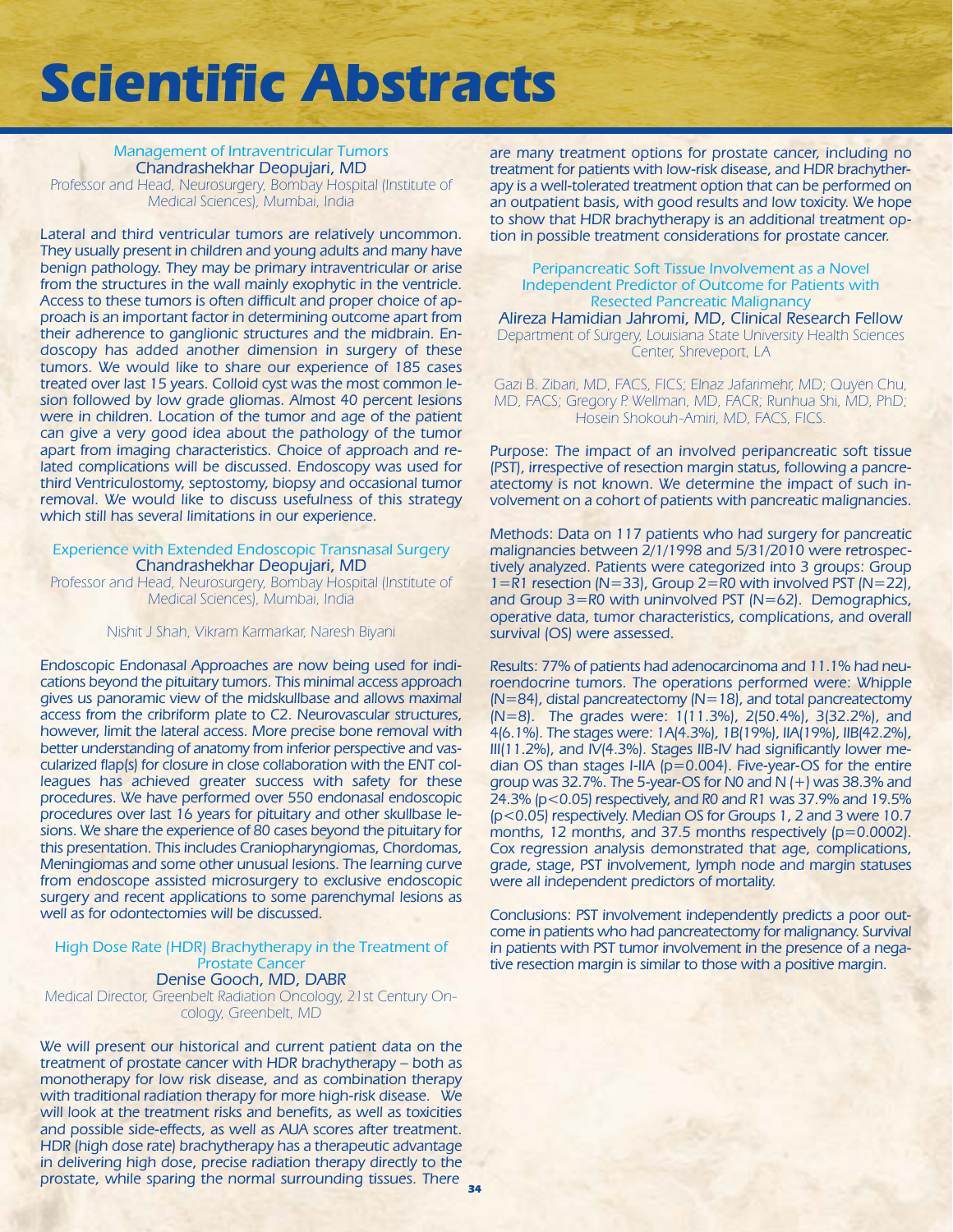# Scientific Abstracts

## Management of Intraventricular Tumors

**Chandrashekhar Deopujari, MD**

*Professor and Head, Neurosurgery, Bombay Hospital (Institute of Medical Sciences), Mumbai, India*

Lateral and third ventricular tumors are relatively uncommon. They usually present in children and young adults and many have benign pathology. They may be primary intraventricular or arise from the structures in the wall mainly exophytic in the ventricle. Access to these tumors is often difficult and proper choice of approach is an important factor in determining outcome apart from their adherence to ganglionic structures and the midbrain. Endoscopy has added another dimension in surgery of these tumors. We would like to share our experience of 185 cases treated over last 15 years. Colloid cyst was the most common lesion followed by low grade gliomas. Almost 40 percent lesions were in children. Location of the tumor and age of the patient can give a very good idea about the pathology of the tumor apart from imaging characteristics. Choice of approach and related complications will be discussed. Endoscopy was used for third Ventriculostomy, septostomy, biopsy and occasional tumor removal. We would like to discuss usefulness of this strategy which still has several limitations in our experience.

## Experience with Extended Endoscopic Transnasal Surgery

**Chandrashekhar Deopujari, MD**

*Professor and Head, Neurosurgery, Bombay Hospital (Institute of Medical Sciences), Mumbai, India*

*Nishit J Shah, Vikram Karmarkar, Naresh Biyani*

Endoscopic Endonasal Approaches are now being used for indications beyond the pituitary tumors. This minimal access approach gives us panoramic view of the midskullbase and allows maximal access from the cribriform plate to C2. Neurovascular structures, however, limit the lateral access. More precise bone removal with better understanding of anatomy from inferior perspective and vascularized flap(s) for closure in close collaboration with the ENT colleagues has achieved greater success with safety for these procedures. We have performed over 550 endonasal endoscopic procedures over last 16 years for pituitary and other skullbase lesions. We share the experience of 80 cases beyond the pituitary for this presentation. This includes Craniopharyngiomas, Chordomas, Meningiomas and some other unusual lesions. The learning curve from endoscope assisted microsurgery to exclusive endoscopic surgery and recent applications to some parenchymal lesions as well as for odontectomies will be discussed.

## High Dose Rate (HDR) Brachytherapy in the Treatment of Prostate Cancer

**Denise Gooch, MD, DABR**

*Medical Director, Greenbelt Radiation Oncology, 21st Century Oncology, Greenbelt, MD*

We will present our historical and current patient data on the treatment of prostate cancer with HDR brachytherapy – both as monotherapy for low risk disease, and as combination therapy with traditional radiation therapy for more high-risk disease. We will look at the treatment risks and benefits, as well as toxicities and possible side-effects, as well as AUA scores after treatment. HDR (high dose rate) brachytherapy has a therapeutic advantage in delivering high dose, precise radiation therapy directly to the prostate, while sparing the normal surrounding tissues. There are many treatment options for prostate cancer, including no treatment for patients with low-risk disease, and HDR brachytherapy is a well-tolerated treatment option that can be performed on an outpatient basis, with good results and low toxicity. We hope to show that HDR brachytherapy is an additional treatment option in possible treatment considerations for prostate cancer.

## Peripancreatic Soft Tissue Involvement as a Novel Independent Predictor of Outcome for Patients with Resected Pancreatic Malignancy

**Alireza Hamidian Jahromi, MD, Clinical Research Fellow**

*Department of Surgery, Louisiana State University Health Sciences Center, Shreveport, LA*

*Gazi B. Zibari, MD, FACS, FICS; Elnaz Jafarimehr, MD; Quyen Chu, MD, FACS; Gregory P. Wellman, MD, FACR; Runhua Shi, MD, PhD; Hosein Shokouh-Amiri, MD, FACS, FICS.*

Purpose: The impact of an involved peripancreatic soft tissue (PST), irrespective of resection margin status, following a pancreatectomy is not known. We determine the impact of such involvement on a cohort of patients with pancreatic malignancies.

Methods: Data on 117 patients who had surgery for pancreatic malignancies between 2/1/1998 and 5/31/2010 were retrospectively analyzed. Patients were categorized into 3 groups: Group 1=R1 resection (N=33), Group 2=R0 with involved PST (N=22), and Group 3=R0 with uninvolved PST (N=62). Demographics, operative data, tumor characteristics, complications, and overall survival (OS) were assessed.

Results: 77% of patients had adenocarcinoma and 11.1% had neuroendocrine tumors. The operations performed were: Whipple (N=84), distal pancreatectomy (N=18), and total pancreatectomy (N=8). The grades were: 1(11.3%), 2(50.4%), 3(32.2%), and 4(6.1%). The stages were: 1A(4.3%), 1B(19%), IIA(19%), IIB(42.2%), III(11.2%), and IV(4.3%). Stages IIB-IV had significantly lower median OS than stages I-IIA ($p=0.004$). Five-year-OS for the entire group was 32.7%. The 5-year-OS for N0 and N (+) was 38.3% and 24.3% ($p<0.05$) respectively, and R0 and R1 was 37.9% and 19.5% ($p<0.05$) respectively. Median OS for Groups 1, 2 and 3 were 10.7 months, 12 months, and 37.5 months respectively ($p=0.0002$). Cox regression analysis demonstrated that age, complications, grade, stage, PST involvement, lymph node and margin statuses were all independent predictors of mortality.

Conclusions: PST involvement independently predicts a poor outcome in patients who had pancreatectomy for malignancy. Survival in patients with PST tumor involvement in the presence of a negative resection margin is similar to those with a positive margin.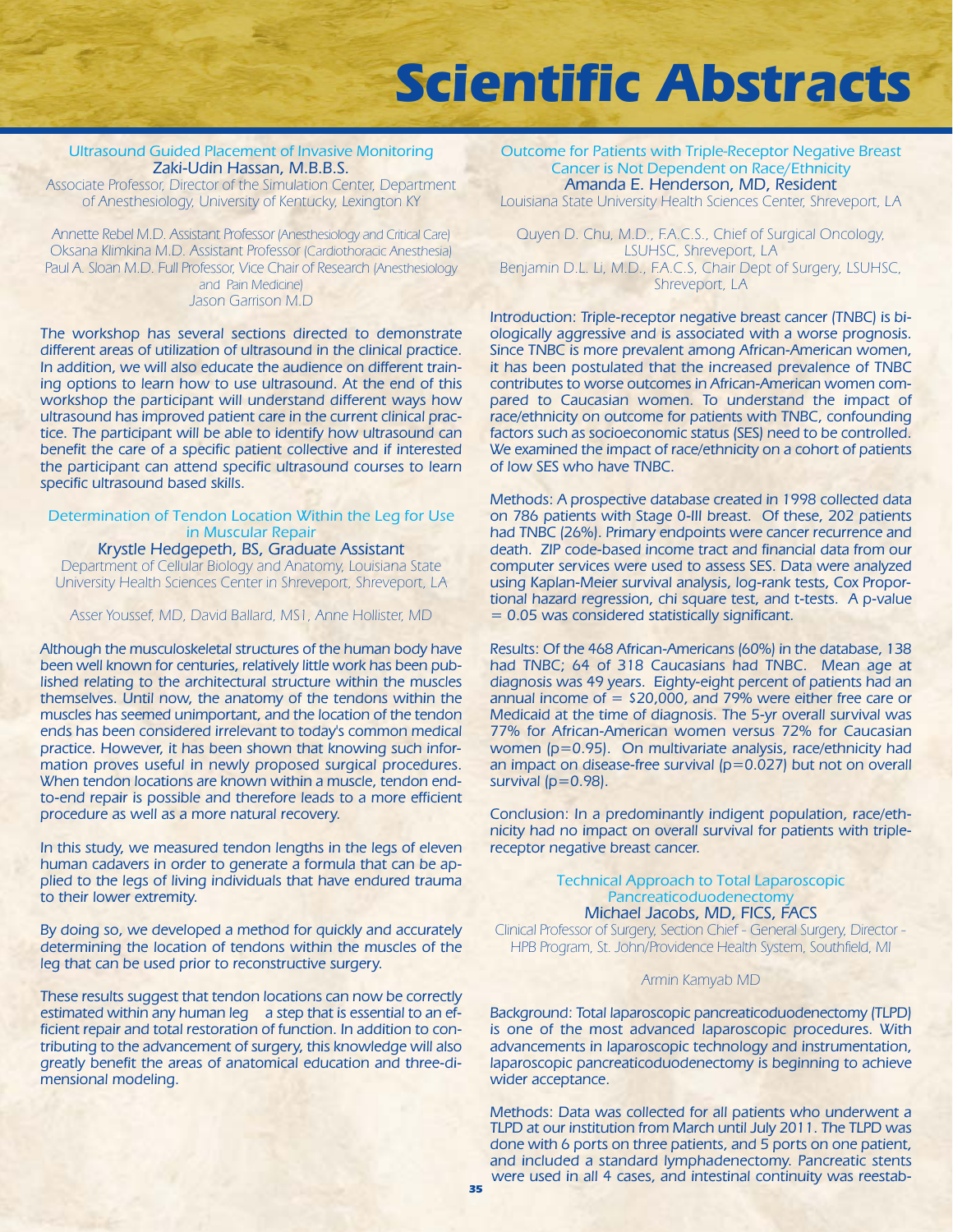# Scientific Abstracts

### Ultrasound Guided Placement of Invasive Monitoring

**Zaki-Udin Hassan, M.B.B.S.**

Associate Professor, Director of the Simulation Center, Department of Anesthesiology, University of Kentucky, Lexington KY

Annette Rebel M.D. Assistant Professor (Anesthesiology and Critical Care)
Oksana Klimkina M.D. Assistant Professor (Cardiothoracic Anesthesia)
Paul A. Sloan M.D. Full Professor, Vice Chair of Research (Anesthesiology and Pain Medicine)
Jason Garrison M.D

The workshop has several sections directed to demonstrate different areas of utilization of ultrasound in the clinical practice. In addition, we will also educate the audience on different training options to learn how to use ultrasound. At the end of this workshop the participant will understand different ways how ultrasound has improved patient care in the current clinical practice. The participant will be able to identify how ultrasound can benefit the care of a specific patient collective and if interested the participant can attend specific ultrasound courses to learn specific ultrasound based skills.

### Determination of Tendon Location Within the Leg for Use in Muscular Repair

**Krystle Hedgepeth, BS, Graduate Assistant**

Department of Cellular Biology and Anatomy, Louisiana State University Health Sciences Center in Shreveport, Shreveport, LA

Asser Youssef, MD, David Ballard, MS1, Anne Hollister, MD

Although the musculoskeletal structures of the human body have been well known for centuries, relatively little work has been published relating to the architectural structure within the muscles themselves. Until now, the anatomy of the tendons within the muscles has seemed unimportant, and the location of the tendon ends has been considered irrelevant to today's common medical practice. However, it has been shown that knowing such information proves useful in newly proposed surgical procedures. When tendon locations are known within a muscle, tendon end-to-end repair is possible and therefore leads to a more efficient procedure as well as a more natural recovery.

In this study, we measured tendon lengths in the legs of eleven human cadavers in order to generate a formula that can be applied to the legs of living individuals that have endured trauma to their lower extremity.

By doing so, we developed a method for quickly and accurately determining the location of tendons within the muscles of the leg that can be used prior to reconstructive surgery.

These results suggest that tendon locations can now be correctly estimated within any human leg a step that is essential to an efficient repair and total restoration of function. In addition to contributing to the advancement of surgery, this knowledge will also greatly benefit the areas of anatomical education and three-dimensional modeling.

### Outcome for Patients with Triple-Receptor Negative Breast Cancer is Not Dependent on Race/Ethnicity

**Amanda E. Henderson, MD, Resident**

Louisiana State University Health Sciences Center, Shreveport, LA

Quyen D. Chu, M.D., F.A.C.S., Chief of Surgical Oncology, LSUHSC, Shreveport, LA
Benjamin D.L. Li, M.D., F.A.C.S, Chair Dept of Surgery, LSUHSC, Shreveport, LA

Introduction: Triple-receptor negative breast cancer (TNBC) is biologically aggressive and is associated with a worse prognosis. Since TNBC is more prevalent among African-American women, it has been postulated that the increased prevalence of TNBC contributes to worse outcomes in African-American women compared to Caucasian women. To understand the impact of race/ethnicity on outcome for patients with TNBC, confounding factors such as socioeconomic status (SES) need to be controlled. We examined the impact of race/ethnicity on a cohort of patients of low SES who have TNBC.

Methods: A prospective database created in 1998 collected data on 786 patients with Stage 0-III breast. Of these, 202 patients had TNBC (26%). Primary endpoints were cancer recurrence and death. ZIP code-based income tract and financial data from our computer services were used to assess SES. Data were analyzed using Kaplan-Meier survival analysis, log-rank tests, Cox Proportional hazard regression, chi square test, and t-tests. A p-value $= 0.05$ was considered statistically significant.

Results: Of the 468 African-Americans (60%) in the database, 138 had TNBC; 64 of 318 Caucasians had TNBC. Mean age at diagnosis was 49 years. Eighty-eight percent of patients had an annual income of = \$20,000, and 79% were either free care or Medicaid at the time of diagnosis. The 5-yr overall survival was 77% for African-American women versus 72% for Caucasian women ($p=0.95$). On multivariate analysis, race/ethnicity had an impact on disease-free survival ($p=0.027$) but not on overall survival ($p=0.98$).

Conclusion: In a predominantly indigent population, race/ethnicity had no impact on overall survival for patients with triple-receptor negative breast cancer.

### Technical Approach to Total Laparoscopic Pancreaticoduodenectomy

**Michael Jacobs, MD, FICS, FACS**

Clinical Professor of Surgery, Section Chief - General Surgery, Director - HPB Program, St. John/Providence Health System, Southfield, MI

Armin Kamyab MD

Background: Total laparoscopic pancreaticoduodenectomy (TLPD) is one of the most advanced laparoscopic procedures. With advancements in laparoscopic technology and instrumentation, laparoscopic pancreaticoduodenectomy is beginning to achieve wider acceptance.

Methods: Data was collected for all patients who underwent a TLPD at our institution from March until July 2011. The TLPD was done with 6 ports on three patients, and 5 ports on one patient, and included a standard lymphadenectomy. Pancreatic stents were used in all 4 cases, and intestinal continuity was reestab-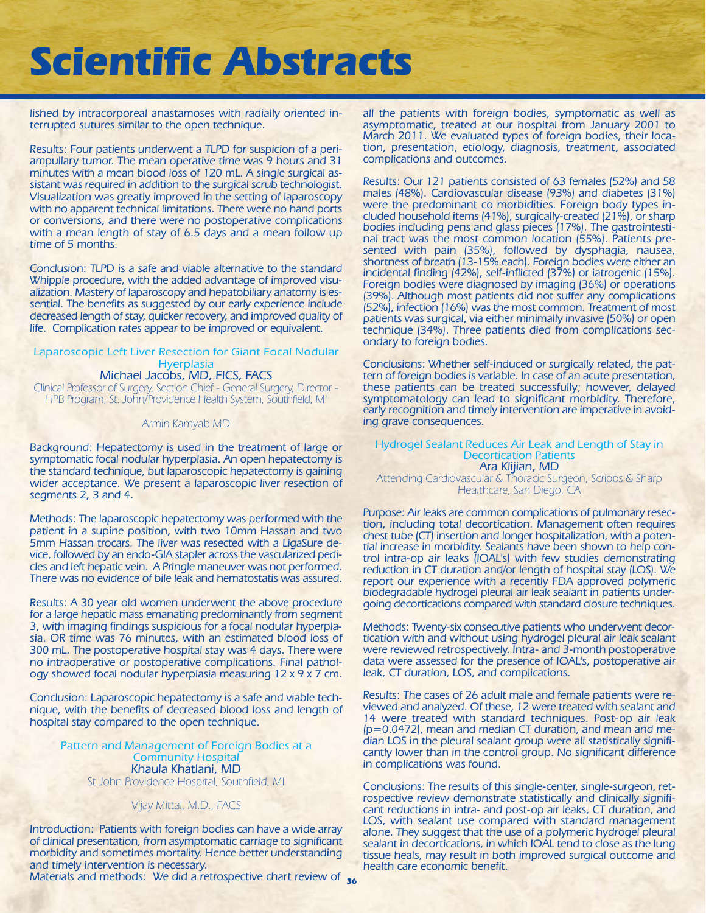# Scientific Abstracts

lished by intracorporeal anastamoses with radially oriented interrupted sutures similar to the open technique.

Results: Four patients underwent a TLPD for suspicion of a periampullary tumor. The mean operative time was 9 hours and 31 minutes with a mean blood loss of 120 mL. A single surgical assistant was required in addition to the surgical scrub technologist. Visualization was greatly improved in the setting of laparoscopy with no apparent technical limitations. There were no hand ports or conversions, and there were no postoperative complications with a mean length of stay of 6.5 days and a mean follow up time of 5 months.

Conclusion: TLPD is a safe and viable alternative to the standard Whipple procedure, with the added advantage of improved visualization. Mastery of laparoscopy and hepatobiliary anatomy is essential. The benefits as suggested by our early experience include decreased length of stay, quicker recovery, and improved quality of life. Complication rates appear to be improved or equivalent.

### Laparoscopic Left Liver Resection for Giant Focal Nodular Hyperplasia

Michael Jacobs, MD, FICS, FACS

*Clinical Professor of Surgery, Section Chief - General Surgery, Director - HPB Program, St. John/Providence Health System, Southfield, MI*

*Armin Kamyab MD*

Background: Hepatectomy is used in the treatment of large or symptomatic focal nodular hyperplasia. An open hepatectomy is the standard technique, but laparoscopic hepatectomy is gaining wider acceptance. We present a laparoscopic liver resection of segments 2, 3 and 4.

Methods: The laparoscopic hepatectomy was performed with the patient in a supine position, with two 10mm Hassan and two 5mm Hassan trocars. The liver was resected with a LigaSure device, followed by an endo-GIA stapler across the vascularized pedicles and left hepatic vein. A Pringle maneuver was not performed. There was no evidence of bile leak and hematostatis was assured.

Results: A 30 year old women underwent the above procedure for a large hepatic mass emanating predominantly from segment 3, with imaging findings suspicious for a focal nodular hyperplasia. OR time was 76 minutes, with an estimated blood loss of 300 mL. The postoperative hospital stay was 4 days. There were no intraoperative or postoperative complications. Final pathology showed focal nodular hyperplasia measuring 12 x 9 x 7 cm.

Conclusion: Laparoscopic hepatectomy is a safe and viable technique, with the benefits of decreased blood loss and length of hospital stay compared to the open technique.

### Pattern and Management of Foreign Bodies at a Community Hospital

Khaula Khatlani, MD

*St John Providence Hospital, Southfield, MI*

*Vijay Mittal, M.D., FACS*

Introduction: Patients with foreign bodies can have a wide array of clinical presentation, from asymptomatic carriage to significant morbidity and sometimes mortality. Hence better understanding and timely intervention is necessary.

Materials and methods: We did a retrospective chart review of all the patients with foreign bodies, symptomatic as well as asymptomatic, treated at our hospital from January 2001 to March 2011. We evaluated types of foreign bodies, their location, presentation, etiology, diagnosis, treatment, associated complications and outcomes.

Results: Our 121 patients consisted of 63 females (52%) and 58 males (48%). Cardiovascular disease (93%) and diabetes (31%) were the predominant co morbidities. Foreign body types included household items (41%), surgically-created (21%), or sharp bodies including pens and glass pieces (17%). The gastrointestinal tract was the most common location (55%). Patients presented with pain (35%), followed by dysphagia, nausea, shortness of breath (13-15% each). Foreign bodies were either an incidental finding (42%), self-inflicted (37%) or iatrogenic (15%). Foreign bodies were diagnosed by imaging (36%) or operations (39%). Although most patients did not suffer any complications (52%), infection (16%) was the most common. Treatment of most patients was surgical, via either minimally invasive (50%) or open technique (34%). Three patients died from complications secondary to foreign bodies.

Conclusions: Whether self-induced or surgically related, the pattern of foreign bodies is variable. In case of an acute presentation, these patients can be treated successfully; however, delayed symptomatology can lead to significant morbidity. Therefore, early recognition and timely intervention are imperative in avoiding grave consequences.

### Hydrogel Sealant Reduces Air Leak and Length of Stay in Decortication Patients

Ara Klijian, MD

*Attending Cardiovascular & Thoracic Surgeon, Scripps & Sharp Healthcare, San Diego, CA*

Purpose: Air leaks are common complications of pulmonary resection, including total decortication. Management often requires chest tube (CT) insertion and longer hospitalization, with a potential increase in morbidity. Sealants have been shown to help control intra-op air leaks (IOAL's) with few studies demonstrating reduction in CT duration and/or length of hospital stay (LOS). We report our experience with a recently FDA approved polymeric biodegradable hydrogel pleural air leak sealant in patients undergoing decortications compared with standard closure techniques.

Methods: Twenty-six consecutive patients who underwent decortication with and without using hydrogel pleural air leak sealant were reviewed retrospectively. Intra- and 3-month postoperative data were assessed for the presence of IOAL's, postoperative air leak, CT duration, LOS, and complications.

Results: The cases of 26 adult male and female patients were reviewed and analyzed. Of these, 12 were treated with sealant and 14 were treated with standard techniques. Post-op air leak ($p=0.0472$), mean and median CT duration, and mean and median LOS in the pleural sealant group were all statistically significantly lower than in the control group. No significant difference in complications was found.

Conclusions: The results of this single-center, single-surgeon, retrospective review demonstrate statistically and clinically significant reductions in intra- and post-op air leaks, CT duration, and LOS, with sealant use compared with standard management alone. They suggest that the use of a polymeric hydrogel pleural sealant in decortications, in which IOAL tend to close as the lung tissue heals, may result in both improved surgical outcome and health care economic benefit.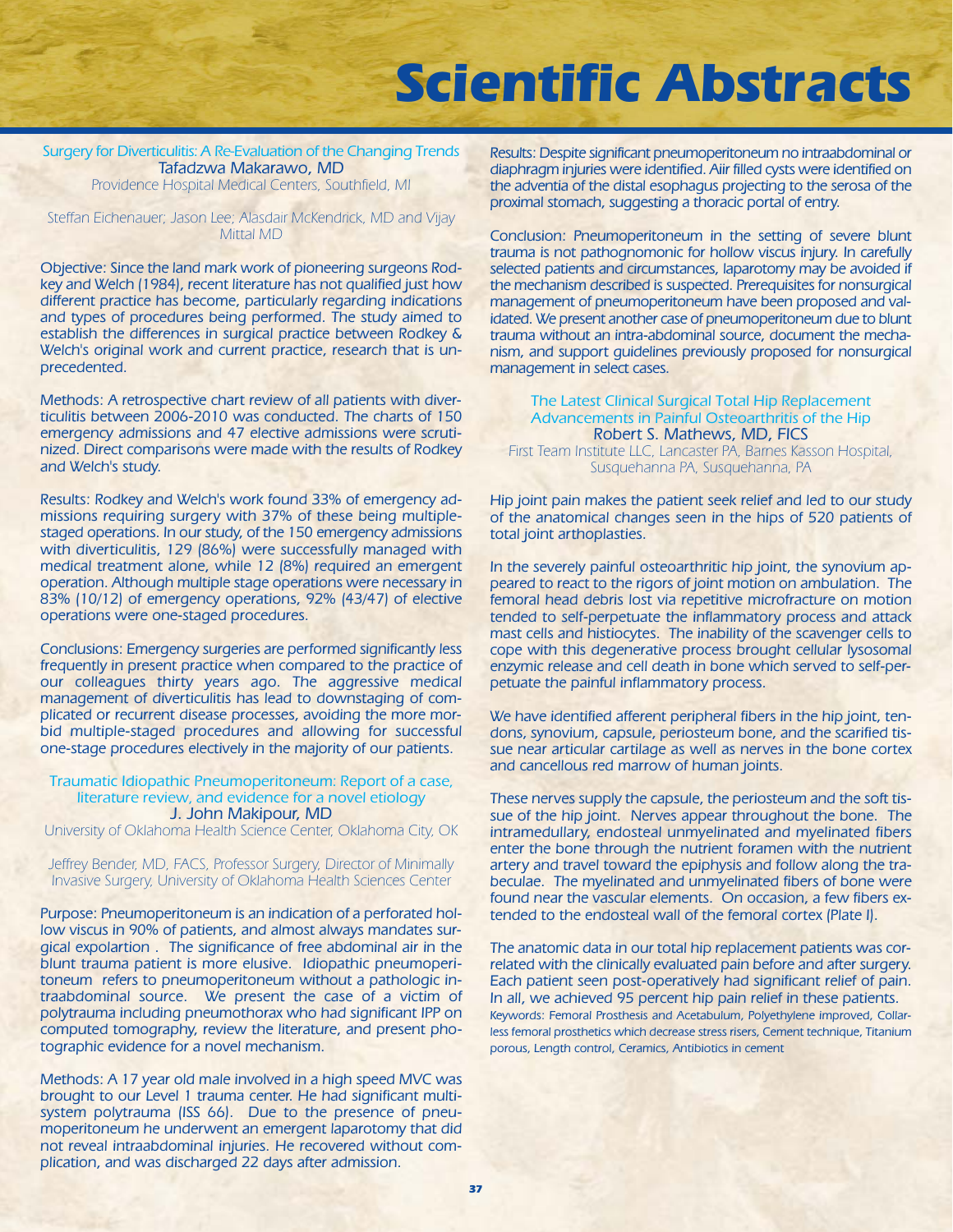# Scientific Abstracts

### Surgery for Diverticulitis: A Re-Evaluation of the Changing Trends

Tafadzwa Makarawo, MD

*Providence Hospital Medical Centers, Southfield, MI*

*Steffan Eichenauer; Jason Lee; Alasdair McKendrick, MD and Vijay Mittal MD*

Objective: Since the land mark work of pioneering surgeons Rodkey and Welch (1984), recent literature has not qualified just how different practice has become, particularly regarding indications and types of procedures being performed. The study aimed to establish the differences in surgical practice between Rodkey & Welch's original work and current practice, research that is unprecedented.

Methods: A retrospective chart review of all patients with diverticulitis between 2006-2010 was conducted. The charts of 150 emergency admissions and 47 elective admissions were scrutinized. Direct comparisons were made with the results of Rodkey and Welch's study.

Results: Rodkey and Welch's work found 33% of emergency admissions requiring surgery with 37% of these being multiple-staged operations. In our study, of the 150 emergency admissions with diverticulitis, 129 (86%) were successfully managed with medical treatment alone, while 12 (8%) required an emergent operation. Although multiple stage operations were necessary in 83% (10/12) of emergency operations, 92% (43/47) of elective operations were one-staged procedures.

Conclusions: Emergency surgeries are performed significantly less frequently in present practice when compared to the practice of our colleagues thirty years ago. The aggressive medical management of diverticulitis has lead to downstaging of complicated or recurrent disease processes, avoiding the more morbid multiple-staged procedures and allowing for successful one-stage procedures electively in the majority of our patients.

### Traumatic Idiopathic Pneumoperitoneum: Report of a case, literature review, and evidence for a novel etiology

J. John Makipour, MD

*University of Oklahoma Health Science Center, Oklahoma City, OK*

*Jeffrey Bender, MD, FACS, Professor Surgery, Director of Minimally Invasive Surgery, University of Oklahoma Health Sciences Center*

Purpose: Pneumoperitoneum is an indication of a perforated hollow viscus in 90% of patients, and almost always mandates surgical expolartion . The significance of free abdominal air in the blunt trauma patient is more elusive. Idiopathic pneumoperitoneum refers to pneumoperitoneum without a pathologic intraabdominal source. We present the case of a victim of polytrauma including pneumothorax who had significant IPP on computed tomography, review the literature, and present photographic evidence for a novel mechanism.

Methods: A 17 year old male involved in a high speed MVC was brought to our Level 1 trauma center. He had significant multisystem polytrauma (ISS 66). Due to the presence of pneumoperitoneum he underwent an emergent laparotomy that did not reveal intraabdominal injuries. He recovered without complication, and was discharged 22 days after admission.

Results: Despite significant pneumoperitoneum no intraabdominal or diaphragm injuries were identified. Aiir filled cysts were identified on the adventia of the distal esophagus projecting to the serosa of the proximal stomach, suggesting a thoracic portal of entry.

Conclusion: Pneumoperitoneum in the setting of severe blunt trauma is not pathognomonic for hollow viscus injury. In carefully selected patients and circumstances, laparotomy may be avoided if the mechanism described is suspected. Prerequisites for nonsurgical management of pneumoperitoneum have been proposed and validated. We present another case of pneumoperitoneum due to blunt trauma without an intra-abdominal source, document the mechanism, and support guidelines previously proposed for nonsurgical management in select cases.

### The Latest Clinical Surgical Total Hip Replacement Advancements in Painful Osteoarthritis of the Hip

Robert S. Mathews, MD, FICS

*First Team Institute LLC, Lancaster PA, Barnes Kasson Hospital, Susquehanna PA, Susquehanna, PA*

Hip joint pain makes the patient seek relief and led to our study of the anatomical changes seen in the hips of 520 patients of total joint arthoplasties.

In the severely painful osteoarthritic hip joint, the synovium appeared to react to the rigors of joint motion on ambulation. The femoral head debris lost via repetitive microfracture on motion tended to self-perpetuate the inflammatory process and attack mast cells and histiocytes. The inability of the scavenger cells to cope with this degenerative process brought cellular lysosomal enzymic release and cell death in bone which served to self-perpetuate the painful inflammatory process.

We have identified afferent peripheral fibers in the hip joint, tendons, synovium, capsule, periosteum bone, and the scarified tissue near articular cartilage as well as nerves in the bone cortex and cancellous red marrow of human joints.

These nerves supply the capsule, the periosteum and the soft tissue of the hip joint. Nerves appear throughout the bone. The intramedullary, endosteal unmyelinated and myelinated fibers enter the bone through the nutrient foramen with the nutrient artery and travel toward the epiphysis and follow along the trabeculae. The myelinated and unmyelinated fibers of bone were found near the vascular elements. On occasion, a few fibers extended to the endosteal wall of the femoral cortex (Plate I).

The anatomic data in our total hip replacement patients was correlated with the clinically evaluated pain before and after surgery. Each patient seen post-operatively had significant relief of pain. In all, we achieved 95 percent hip pain relief in these patients.

Keywords: Femoral Prosthesis and Acetabulum, Polyethylene improved, Collarless femoral prosthetics which decrease stress risers, Cement technique, Titanium porous, Length control, Ceramics, Antibiotics in cement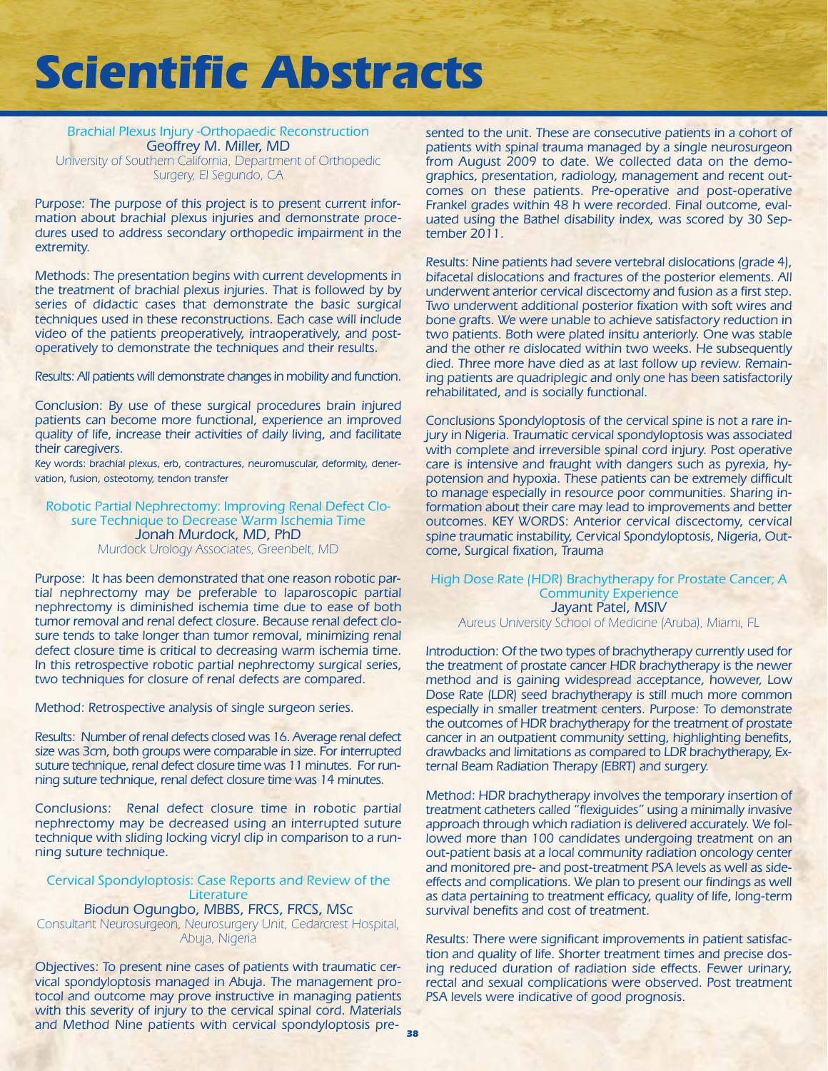# Scientific Abstracts

### Brachial Plexus Injury -Orthopaedic Reconstruction

Geoffrey M. Miller, MD

University of Southern California, Department of Orthopedic Surgery, El Segundo, CA

Purpose: The purpose of this project is to present current information about brachial plexus injuries and demonstrate procedures used to address secondary orthopedic impairment in the extremity.

Methods: The presentation begins with current developments in the treatment of brachial plexus injuries. That is followed by by series of didactic cases that demonstrate the basic surgical techniques used in these reconstructions. Each case will include video of the patients preoperatively, intraoperatively, and postoperatively to demonstrate the techniques and their results.

Results: All patients will demonstrate changes in mobility and function.

Conclusion: By use of these surgical procedures brain injured patients can become more functional, experience an improved quality of life, increase their activities of daily living, and facilitate their caregivers.

Key words: brachial plexus, erb, contractures, neuromuscular, deformity, denervation, fusion, osteotomy, tendon transfer

### Robotic Partial Nephrectomy: Improving Renal Defect Closure Technique to Decrease Warm Ischemia Time

Jonah Murdock, MD, PhD

Murdock Urology Associates, Greenbelt, MD

Purpose: It has been demonstrated that one reason robotic partial nephrectomy may be preferable to laparoscopic partial nephrectomy is diminished ischemia time due to ease of both tumor removal and renal defect closure. Because renal defect closure tends to take longer than tumor removal, minimizing renal defect closure time is critical to decreasing warm ischemia time. In this retrospective robotic partial nephrectomy surgical series, two techniques for closure of renal defects are compared.

Method: Retrospective analysis of single surgeon series.

Results: Number of renal defects closed was 16. Average renal defect size was 3cm, both groups were comparable in size. For interrupted suture technique, renal defect closure time was 11 minutes. For running suture technique, renal defect closure time was 14 minutes.

Conclusions: Renal defect closure time in robotic partial nephrectomy may be decreased using an interrupted suture technique with sliding locking vicryl clip in comparison to a running suture technique.

### Cervical Spondyloptosis: Case Reports and Review of the Literature

Biodun Ogungbo, MBBS, FRCS, FRCS, MSc

Consultant Neurosurgeon, Neurosurgery Unit, Cedarcrest Hospital, Abuja, Nigeria

Objectives: To present nine cases of patients with traumatic cervical spondyloptosis managed in Abuja. The management protocol and outcome may prove instructive in managing patients with this severity of injury to the cervical spinal cord. Materials and Method Nine patients with cervical spondyloptosis presented to the unit. These are consecutive patients in a cohort of patients with spinal trauma managed by a single neurosurgeon from August 2009 to date. We collected data on the demographics, presentation, radiology, management and recent outcomes on these patients. Pre-operative and post-operative Frankel grades within 48 h were recorded. Final outcome, evaluated using the Bathel disability index, was scored by 30 September 2011.

Results: Nine patients had severe vertebral dislocations (grade 4), bifacetal dislocations and fractures of the posterior elements. All underwent anterior cervical discectomy and fusion as a first step. Two underwent additional posterior fixation with soft wires and bone grafts. We were unable to achieve satisfactory reduction in two patients. Both were plated insitu anteriorly. One was stable and the other re dislocated within two weeks. He subsequently died. Three more have died as at last follow up review. Remaining patients are quadriplegic and only one has been satisfactorily rehabilitated, and is socially functional.

Conclusions Spondyloptosis of the cervical spine is not a rare injury in Nigeria. Traumatic cervical spondyloptosis was associated with complete and irreversible spinal cord injury. Post operative care is intensive and fraught with dangers such as pyrexia, hypotension and hypoxia. These patients can be extremely difficult to manage especially in resource poor communities. Sharing information about their care may lead to improvements and better outcomes. KEY WORDS: Anterior cervical discectomy, cervical spine traumatic instability, Cervical Spondyloptosis, Nigeria, Outcome, Surgical fixation, Trauma

### High Dose Rate (HDR) Brachytherapy for Prostate Cancer; A Community Experience

Jayant Patel, MSIV

Aureus University School of Medicine (Aruba), Miami, FL

Introduction: Of the two types of brachytherapy currently used for the treatment of prostate cancer HDR brachytherapy is the newer method and is gaining widespread acceptance, however, Low Dose Rate (LDR) seed brachytherapy is still much more common especially in smaller treatment centers. Purpose: To demonstrate the outcomes of HDR brachytherapy for the treatment of prostate cancer in an outpatient community setting, highlighting benefits, drawbacks and limitations as compared to LDR brachytherapy, External Beam Radiation Therapy (EBRT) and surgery.

Method: HDR brachytherapy involves the temporary insertion of treatment catheters called "flexiguides" using a minimally invasive approach through which radiation is delivered accurately. We followed more than 100 candidates undergoing treatment on an out-patient basis at a local community radiation oncology center and monitored pre- and post-treatment PSA levels as well as side-effects and complications. We plan to present our findings as well as data pertaining to treatment efficacy, quality of life, long-term survival benefits and cost of treatment.

Results: There were significant improvements in patient satisfaction and quality of life. Shorter treatment times and precise dosing reduced duration of radiation side effects. Fewer urinary, rectal and sexual complications were observed. Post treatment PSA levels were indicative of good prognosis.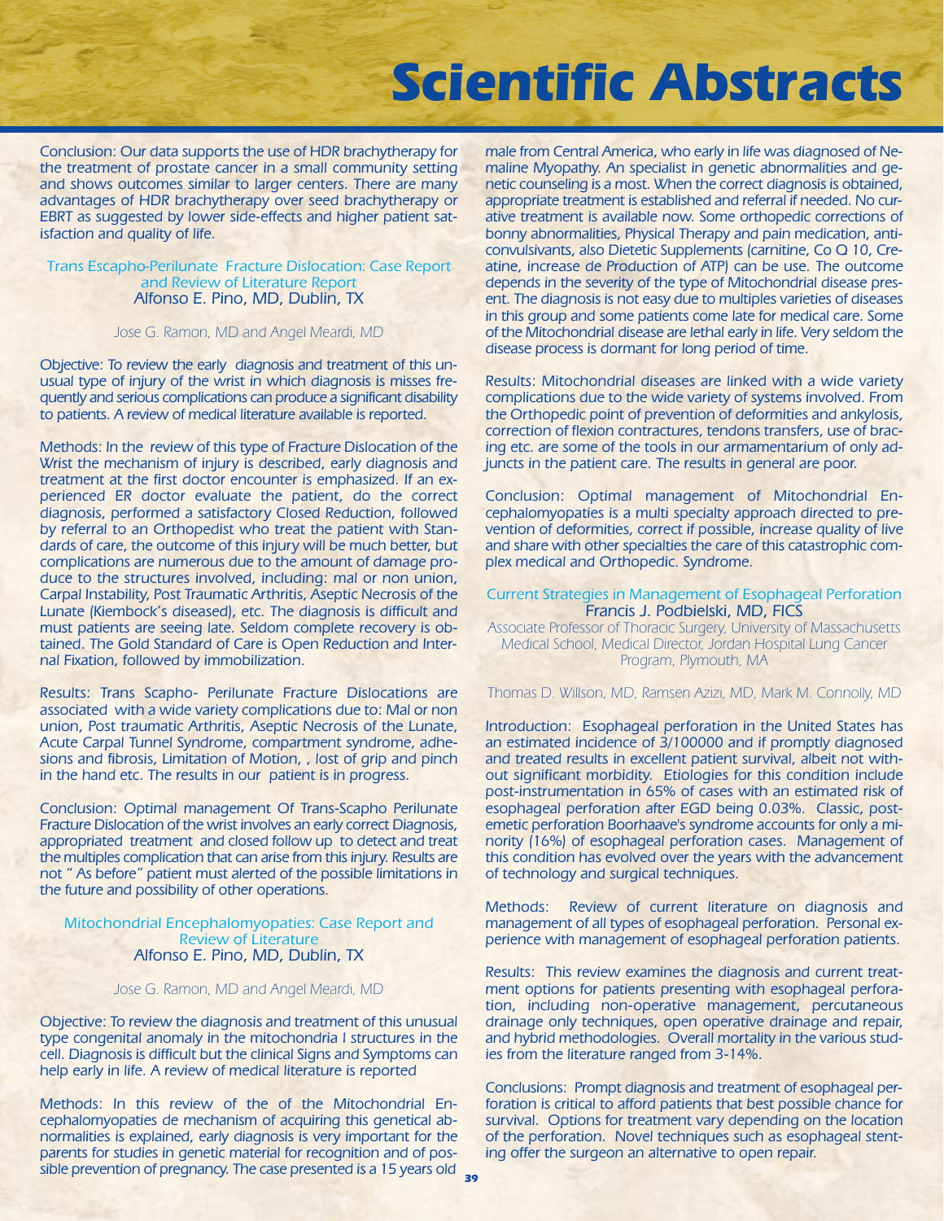# Scientific Abstracts

Conclusion: Our data supports the use of HDR brachytherapy for the treatment of prostate cancer in a small community setting and shows outcomes similar to larger centers. There are many advantages of HDR brachytherapy over seed brachytherapy or EBRT as suggested by lower side-effects and higher patient satisfaction and quality of life.

### Trans Escapho-Perilunate Fracture Dislocation: Case Report and Review of Literature Report
**Alfonso E. Pino, MD, Dublin, TX**

*Jose G. Ramon, MD and Angel Meardi, MD*

Objective: To review the early diagnosis and treatment of this unusual type of injury of the wrist in which diagnosis is misses frequently and serious complications can produce a significant disability to patients. A review of medical literature available is reported.

Methods: In the review of this type of Fracture Dislocation of the Wrist the mechanism of injury is described, early diagnosis and treatment at the first doctor encounter is emphasized. If an experienced ER doctor evaluate the patient, do the correct diagnosis, performed a satisfactory Closed Reduction, followed by referral to an Orthopedist who treat the patient with Standards of care, the outcome of this injury will be much better, but complications are numerous due to the amount of damage produce to the structures involved, including: mal or non union, Carpal Instability, Post Traumatic Arthritis, Aseptic Necrosis of the Lunate (Kiembock's diseased), etc. The diagnosis is difficult and must patients are seeing late. Seldom complete recovery is obtained. The Gold Standard of Care is Open Reduction and Internal Fixation, followed by immobilization.

Results: Trans Scapho- Perilunate Fracture Dislocations are associated with a wide variety complications due to: Mal or non union, Post traumatic Arthritis, Aseptic Necrosis of the Lunate, Acute Carpal Tunnel Syndrome, compartment syndrome, adhesions and fibrosis, Limitation of Motion, , lost of grip and pinch in the hand etc. The results in our patient is in progress.

Conclusion: Optimal management Of Trans-Scapho Perilunate Fracture Dislocation of the wrist involves an early correct Diagnosis, appropriated treatment and closed follow up to detect and treat the multiples complication that can arise from this injury. Results are not " As before" patient must alerted of the possible limitations in the future and possibility of other operations.

### Mitochondrial Encephalomyopaties: Case Report and Review of Literature
**Alfonso E. Pino, MD, Dublin, TX**

*Jose G. Ramon, MD and Angel Meardi, MD*

Objective: To review the diagnosis and treatment of this unusual type congenital anomaly in the mitochondria l structures in the cell. Diagnosis is difficult but the clinical Signs and Symptoms can help early in life. A review of medical literature is reported

Methods: In this review of the of the Mitochondrial Encephalomyopaties de mechanism of acquiring this genetical abnormalities is explained, early diagnosis is very important for the parents for studies in genetic material for recognition and of possible prevention of pregnancy. The case presented is a 15 years old male from Central America, who early in life was diagnosed of Nemaline Myopathy. An specialist in genetic abnormalities and genetic counseling is a most. When the correct diagnosis is obtained, appropriate treatment is established and referral if needed. No curative treatment is available now. Some orthopedic corrections of bonny abnormalities, Physical Therapy and pain medication, anticonvulsivants, also Dietetic Supplements (carnitine, Co Q 10, Creatine, increase de Production of ATP) can be use. The outcome depends in the severity of the type of Mitochondrial disease present. The diagnosis is not easy due to multiples varieties of diseases in this group and some patients come late for medical care. Some of the Mitochondrial disease are lethal early in life. Very seldom the disease process is dormant for long period of time.

Results: Mitochondrial diseases are linked with a wide variety complications due to the wide variety of systems involved. From the Orthopedic point of prevention of deformities and ankylosis, correction of flexion contractures, tendons transfers, use of bracing etc. are some of the tools in our armamentarium of only adjuncts in the patient care. The results in general are poor.

Conclusion: Optimal management of Mitochondrial Encephalomyopaties is a multi specialty approach directed to prevention of deformities, correct if possible, increase quality of live and share with other specialties the care of this catastrophic complex medical and Orthopedic. Syndrome.

### Current Strategies in Management of Esophageal Perforation
**Francis J. Podbielski, MD, FICS**

Associate Professor of Thoracic Surgery, University of Massachusetts Medical School, Medical Director, Jordan Hospital Lung Cancer Program, Plymouth, MA

*Thomas D. Willson, MD, Ramsen Azizi, MD, Mark M. Connolly, MD*

Introduction: Esophageal perforation in the United States has an estimated incidence of 3/100000 and if promptly diagnosed and treated results in excellent patient survival, albeit not without significant morbidity. Etiologies for this condition include post-instrumentation in 65% of cases with an estimated risk of esophageal perforation after EGD being 0.03%. Classic, post-emetic perforation Boorhaave's syndrome accounts for only a minority (16%) of esophageal perforation cases. Management of this condition has evolved over the years with the advancement of technology and surgical techniques.

Methods: Review of current literature on diagnosis and management of all types of esophageal perforation. Personal experience with management of esophageal perforation patients.

Results: This review examines the diagnosis and current treatment options for patients presenting with esophageal perforation, including non-operative management, percutaneous drainage only techniques, open operative drainage and repair, and hybrid methodologies. Overall mortality in the various studies from the literature ranged from 3-14%.

Conclusions: Prompt diagnosis and treatment of esophageal perforation is critical to afford patients that best possible chance for survival. Options for treatment vary depending on the location of the perforation. Novel techniques such as esophageal stenting offer the surgeon an alternative to open repair.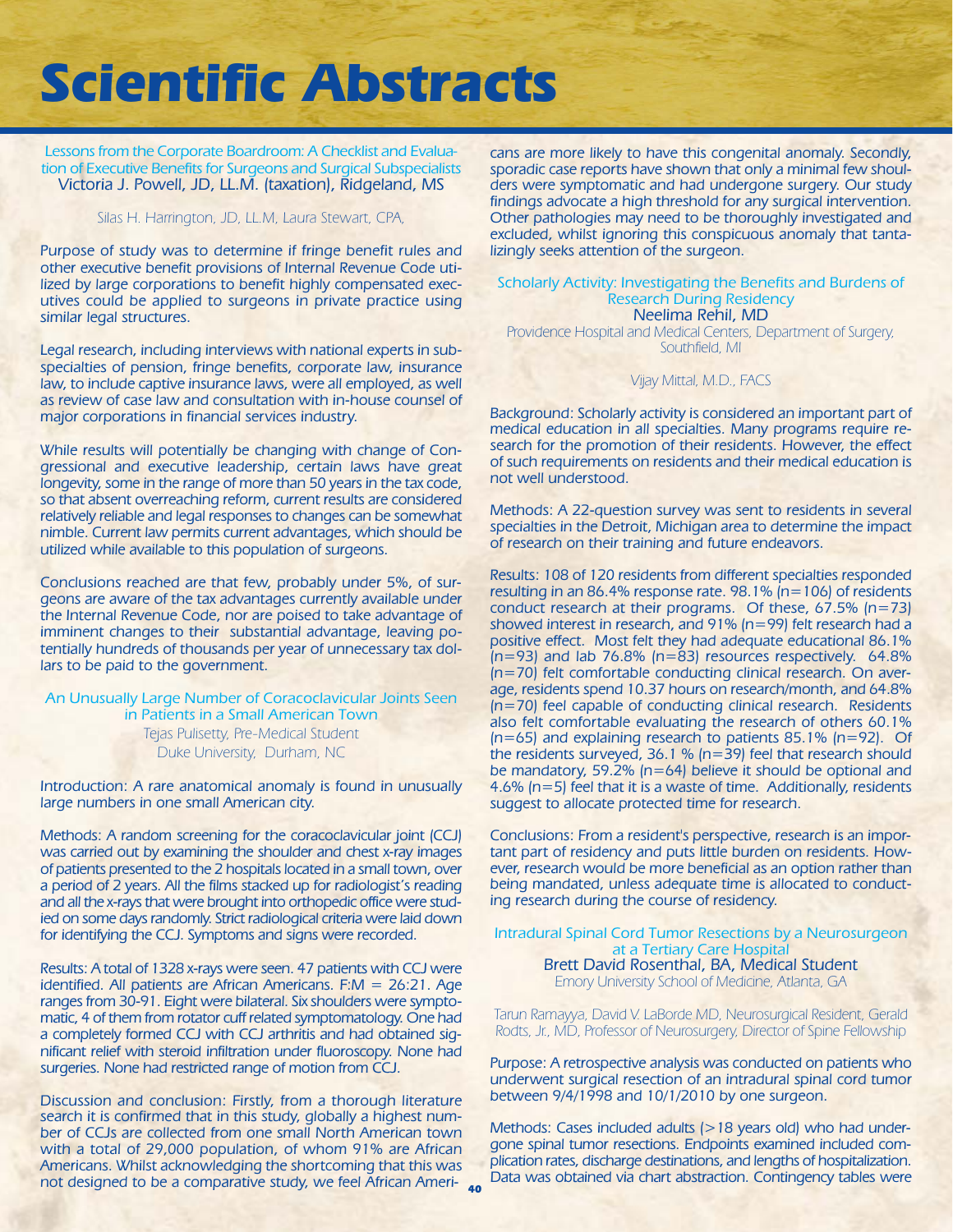# Scientific Abstracts

### Lessons from the Corporate Boardroom: A Checklist and Evaluation of Executive Benefits for Surgeons and Surgical Subspecialists

Victoria J. Powell, JD, LL.M. (taxation), Ridgeland, MS

Silas H. Harrington, JD, LL.M, Laura Stewart, CPA,

Purpose of study was to determine if fringe benefit rules and other executive benefit provisions of Internal Revenue Code utilized by large corporations to benefit highly compensated executives could be applied to surgeons in private practice using similar legal structures.

Legal research, including interviews with national experts in subspecialties of pension, fringe benefits, corporate law, insurance law, to include captive insurance laws, were all employed, as well as review of case law and consultation with in-house counsel of major corporations in financial services industry.

While results will potentially be changing with change of Congressional and executive leadership, certain laws have great longevity, some in the range of more than 50 years in the tax code, so that absent overreaching reform, current results are considered relatively reliable and legal responses to changes can be somewhat nimble. Current law permits current advantages, which should be utilized while available to this population of surgeons.

Conclusions reached are that few, probably under 5%, of surgeons are aware of the tax advantages currently available under the Internal Revenue Code, nor are poised to take advantage of imminent changes to their substantial advantage, leaving potentially hundreds of thousands per year of unnecessary tax dollars to be paid to the government.

### An Unusually Large Number of Coracoclavicular Joints Seen in Patients in a Small American Town

Tejas Pulisetty, Pre-Medical Student
Duke University, Durham, NC

Introduction: A rare anatomical anomaly is found in unusually large numbers in one small American city.

Methods: A random screening for the coracoclavicular joint (CCJ) was carried out by examining the shoulder and chest x-ray images of patients presented to the 2 hospitals located in a small town, over a period of 2 years. All the films stacked up for radiologist's reading and all the x-rays that were brought into orthopedic office were studied on some days randomly. Strict radiological criteria were laid down for identifying the CCJ. Symptoms and signs were recorded.

Results: A total of 1328 x-rays were seen. 47 patients with CCJ were identified. All patients are African Americans. F:M = 26:21. Age ranges from 30-91. Eight were bilateral. Six shoulders were symptomatic, 4 of them from rotator cuff related symptomatology. One had a completely formed CCJ with CCJ arthritis and had obtained significant relief with steroid infiltration under fluoroscopy. None had surgeries. None had restricted range of motion from CCJ.

Discussion and conclusion: Firstly, from a thorough literature search it is confirmed that in this study, globally a highest number of CCJs are collected from one small North American town with a total of 29,000 population, of whom 91% are African Americans. Whilst acknowledging the shortcoming that this was not designed to be a comparative study, we feel African Americans are more likely to have this congenital anomaly. Secondly, sporadic case reports have shown that only a minimal few shoulders were symptomatic and had undergone surgery. Our study findings advocate a high threshold for any surgical intervention. Other pathologies may need to be thoroughly investigated and excluded, whilst ignoring this conspicuous anomaly that tantalizingly seeks attention of the surgeon.

### Scholarly Activity: Investigating the Benefits and Burdens of Research During Residency

Neelima Rehil, MD
Providence Hospital and Medical Centers, Department of Surgery, Southfield, MI

Vijay Mittal, M.D., FACS

Background: Scholarly activity is considered an important part of medical education in all specialties. Many programs require research for the promotion of their residents. However, the effect of such requirements on residents and their medical education is not well understood.

Methods: A 22-question survey was sent to residents in several specialties in the Detroit, Michigan area to determine the impact of research on their training and future endeavors.

Results: 108 of 120 residents from different specialties responded resulting in an 86.4% response rate. 98.1% (n=106) of residents conduct research at their programs. Of these, 67.5% (n=73) showed interest in research, and 91% (n=99) felt research had a positive effect. Most felt they had adequate educational 86.1% (n=93) and lab 76.8% (n=83) resources respectively. 64.8% (n=70) felt comfortable conducting clinical research. On average, residents spend 10.37 hours on research/month, and 64.8% (n=70) feel capable of conducting clinical research. Residents also felt comfortable evaluating the research of others 60.1% (n=65) and explaining research to patients 85.1% (n=92). Of the residents surveyed, 36.1 % (n=39) feel that research should be mandatory, 59.2% (n=64) believe it should be optional and 4.6% (n=5) feel that it is a waste of time. Additionally, residents suggest to allocate protected time for research.

Conclusions: From a resident's perspective, research is an important part of residency and puts little burden on residents. However, research would be more beneficial as an option rather than being mandated, unless adequate time is allocated to conducting research during the course of residency.

### Intradural Spinal Cord Tumor Resections by a Neurosurgeon at a Tertiary Care Hospital

Brett David Rosenthal, BA, Medical Student
Emory University School of Medicine, Atlanta, GA

Tarun Ramayya, David V. LaBorde MD, Neurosurgical Resident, Gerald Rodts, Jr., MD, Professor of Neurosurgery, Director of Spine Fellowship

Purpose: A retrospective analysis was conducted on patients who underwent surgical resection of an intradural spinal cord tumor between 9/4/1998 and 10/1/2010 by one surgeon.

Methods: Cases included adults (>18 years old) who had undergone spinal tumor resections. Endpoints examined included complication rates, discharge destinations, and lengths of hospitalization. Data was obtained via chart abstraction. Contingency tables were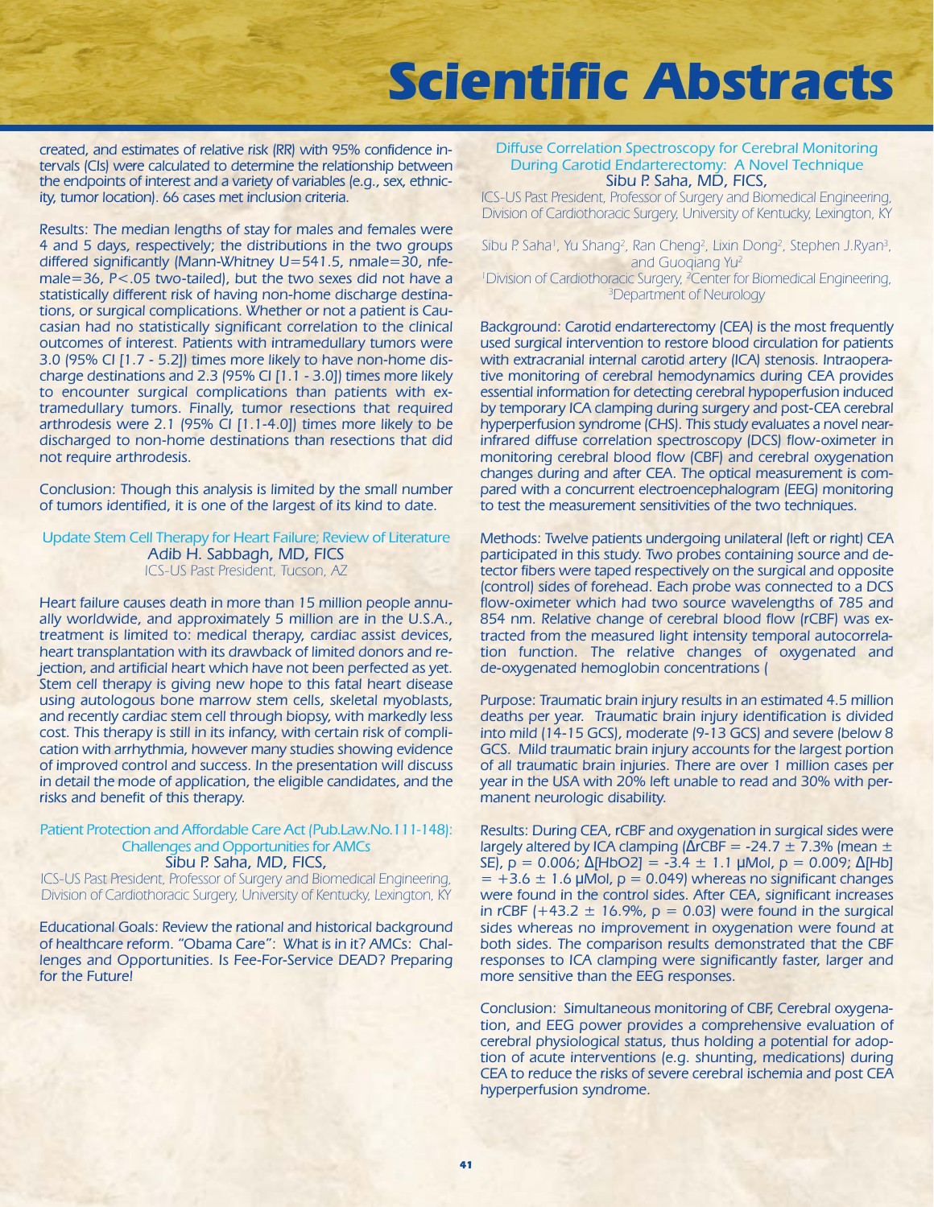created, and estimates of relative risk (RR) with 95% confidence intervals (CIs) were calculated to determine the relationship between the endpoints of interest and a variety of variables (e.g., sex, ethnicity, tumor location). 66 cases met inclusion criteria.

Results: The median lengths of stay for males and females were 4 and 5 days, respectively; the distributions in the two groups differed significantly (Mann-Whitney U=541.5, nmale=30, nfemale=36, P<.05 two-tailed), but the two sexes did not have a statistically different risk of having non-home discharge destinations, or surgical complications. Whether or not a patient is Caucasian had no statistically significant correlation to the clinical outcomes of interest. Patients with intramedullary tumors were 3.0 (95% CI [1.7 - 5.2]) times more likely to have non-home discharge destinations and 2.3 (95% CI [1.1 - 3.0]) times more likely to encounter surgical complications than patients with extramedullary tumors. Finally, tumor resections that required arthrodesis were 2.1 (95% CI [1.1-4.0]) times more likely to be discharged to non-home destinations than resections that did not require arthrodesis.

Conclusion: Though this analysis is limited by the small number of tumors identified, it is one of the largest of its kind to date.

### Update Stem Cell Therapy for Heart Failure; Review of Literature

**Adib H. Sabbagh, MD, FICS**
*ICS-US Past President, Tucson, AZ*

Heart failure causes death in more than 15 million people annually worldwide, and approximately 5 million are in the U.S.A., treatment is limited to: medical therapy, cardiac assist devices, heart transplantation with its drawback of limited donors and rejection, and artificial heart which have not been perfected as yet. Stem cell therapy is giving new hope to this fatal heart disease using autologous bone marrow stem cells, skeletal myoblasts, and recently cardiac stem cell through biopsy, with markedly less cost. This therapy is still in its infancy, with certain risk of complication with arrhythmia, however many studies showing evidence of improved control and success. In the presentation will discuss in detail the mode of application, the eligible candidates, and the risks and benefit of this therapy.

### Patient Protection and Affordable Care Act (Pub.Law.No.111-148): Challenges and Opportunities for AMCs

**Sibu P. Saha, MD, FICS,**
*ICS-US Past President, Professor of Surgery and Biomedical Engineering, Division of Cardiothoracic Surgery, University of Kentucky, Lexington, KY*

Educational Goals: Review the rational and historical background of healthcare reform. "Obama Care": What is in it? AMCs: Challenges and Opportunities. Is Fee-For-Service DEAD? Preparing for the Future!

### Diffuse Correlation Spectroscopy for Cerebral Monitoring During Carotid Endarterectomy: A Novel Technique

**Sibu P. Saha, MD, FICS,**
*ICS-US Past President, Professor of Surgery and Biomedical Engineering, Division of Cardiothoracic Surgery, University of Kentucky, Lexington, KY*

Sibu P. Saha[1], Yu Shang[2], Ran Cheng[2], Lixin Dong[2], Stephen J.Ryan[3], and Guoqiang Yu[2]
[1]Division of Cardiothoracic Surgery, [2]Center for Biomedical Engineering, [3]Department of Neurology

Background: Carotid endarterectomy (CEA) is the most frequently used surgical intervention to restore blood circulation for patients with extracranial internal carotid artery (ICA) stenosis. Intraoperative monitoring of cerebral hemodynamics during CEA provides essential information for detecting cerebral hypoperfusion induced by temporary ICA clamping during surgery and post-CEA cerebral hyperperfusion syndrome (CHS). This study evaluates a novel near-infrared diffuse correlation spectroscopy (DCS) flow-oximeter in monitoring cerebral blood flow (CBF) and cerebral oxygenation changes during and after CEA. The optical measurement is compared with a concurrent electroencephalogram (EEG) monitoring to test the measurement sensitivities of the two techniques.

Methods: Twelve patients undergoing unilateral (left or right) CEA participated in this study. Two probes containing source and detector fibers were taped respectively on the surgical and opposite (control) sides of forehead. Each probe was connected to a DCS flow-oximeter which had two source wavelengths of 785 and 854 nm. Relative change of cerebral blood flow (rCBF) was extracted from the measured light intensity temporal autocorrelation function. The relative changes of oxygenated and de-oxygenated hemoglobin concentrations (

Purpose: Traumatic brain injury results in an estimated 4.5 million deaths per year. Traumatic brain injury identification is divided into mild (14-15 GCS), moderate (9-13 GCS) and severe (below 8 GCS. Mild traumatic brain injury accounts for the largest portion of all traumatic brain injuries. There are over 1 million cases per year in the USA with 20% left unable to read and 30% with permanent neurologic disability.

Results: During CEA, rCBF and oxygenation in surgical sides were largely altered by ICA clamping ($\Delta$rCBF = -24.7 ± 7.3% (mean ± SE), p = 0.006; $\Delta$[HbO2] = -3.4 ± 1.1 μMol, p = 0.009; $\Delta$[Hb] = +3.6 ± 1.6 μMol, p = 0.049) whereas no significant changes were found in the control sides. After CEA, significant increases in rCBF (+43.2 ± 16.9%, p = 0.03) were found in the surgical sides whereas no improvement in oxygenation were found at both sides. The comparison results demonstrated that the CBF responses to ICA clamping were significantly faster, larger and more sensitive than the EEG responses.

Conclusion: Simultaneous monitoring of CBF, Cerebral oxygenation, and EEG power provides a comprehensive evaluation of cerebral physiological status, thus holding a potential for adoption of acute interventions (e.g. shunting, medications) during CEA to reduce the risks of severe cerebral ischemia and post CEA hyperperfusion syndrome.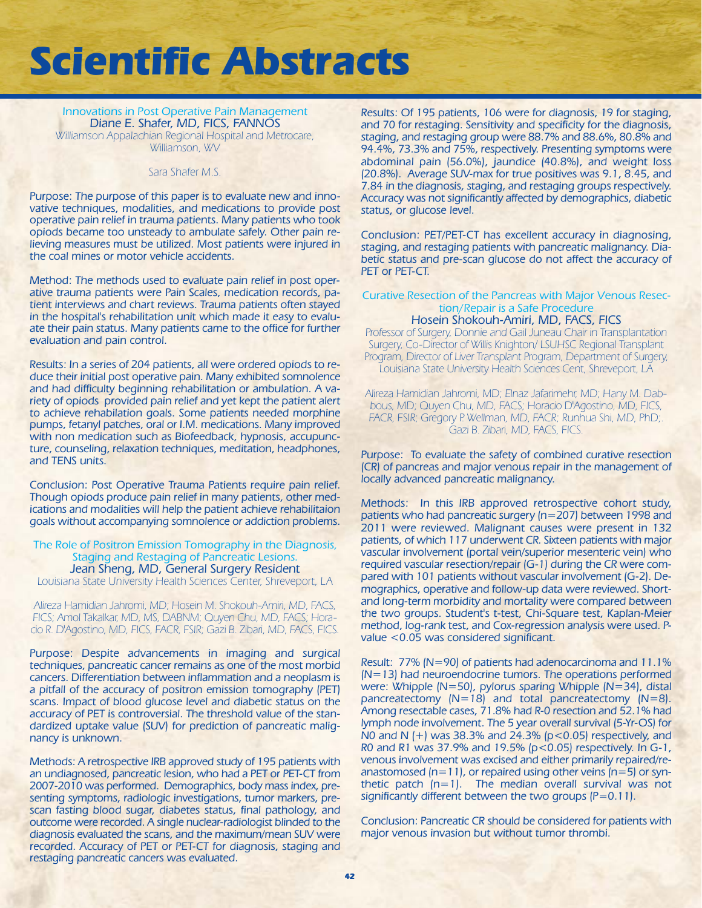# Scientific Abstracts

## Innovations in Post Operative Pain Management

**Diane E. Shafer, MD, FICS, FANNOS**
*Williamson Appalachian Regional Hospital and Metrocare, Williamson, WV*

*Sara Shafer M.S.*

Purpose: The purpose of this paper is to evaluate new and innovative techniques, modalities, and medications to provide post operative pain relief in trauma patients. Many patients who took opiods became too unsteady to ambulate safely. Other pain relieving measures must be utilized. Most patients were injured in the coal mines or motor vehicle accidents.

Method: The methods used to evaluate pain relief in post operative trauma patients were Pain Scales, medication records, patient interviews and chart reviews. Trauma patients often stayed in the hospital's rehabilitation unit which made it easy to evaluate their pain status. Many patients came to the office for further evaluation and pain control.

Results: In a series of 204 patients, all were ordered opiods to reduce their initial post operative pain. Many exhibited somnolence and had difficulty beginning rehabilitation or ambulation. A variety of opiods provided pain relief and yet kept the patient alert to achieve rehabilitation goals. Some patients needed morphine pumps, fetanyl patches, oral or I.M. medications. Many improved with non medication such as Biofeedback, hypnosis, accupuncture, counseling, relaxation techniques, meditation, headphones, and TENS units.

Conclusion: Post Operative Trauma Patients require pain relief. Though opiods produce pain relief in many patients, other medications and modalities will help the patient achieve rehabilitaion goals without accompanying somnolence or addiction problems.

## The Role of Positron Emission Tomography in the Diagnosis, Staging and Restaging of Pancreatic Lesions.

**Jean Sheng, MD, General Surgery Resident**
*Louisiana State University Health Sciences Center, Shreveport, LA*

*Alireza Hamidian Jahromi, MD; Hosein M. Shokouh-Amiri, MD, FACS, FICS; Amol Takalkar, MD, MS, DABNM; Quyen Chu, MD, FACS; Horacio R. D'Agostino, MD, FICS, FACR, FSIR; Gazi B. Zibari, MD, FACS, FICS.*

Purpose: Despite advancements in imaging and surgical techniques, pancreatic cancer remains as one of the most morbid cancers. Differentiation between inflammation and a neoplasm is a pitfall of the accuracy of positron emission tomography (PET) scans. Impact of blood glucose level and diabetic status on the accuracy of PET is controversial. The threshold value of the standardized uptake value (SUV) for prediction of pancreatic malignancy is unknown.

Methods: A retrospective IRB approved study of 195 patients with an undiagnosed, pancreatic lesion, who had a PET or PET-CT from 2007-2010 was performed. Demographics, body mass index, presenting symptoms, radiologic investigations, tumor markers, pre-scan fasting blood sugar, diabetes status, final pathology, and outcome were recorded. A single nuclear-radiologist blinded to the diagnosis evaluated the scans, and the maximum/mean SUV were recorded. Accuracy of PET or PET-CT for diagnosis, staging and restaging pancreatic cancers was evaluated.

Results: Of 195 patients, 106 were for diagnosis, 19 for staging, and 70 for restaging. Sensitivity and specificity for the diagnosis, staging, and restaging group were 88.7% and 88.6%, 80.8% and 94.4%, 73.3% and 75%, respectively. Presenting symptoms were abdominal pain (56.0%), jaundice (40.8%), and weight loss (20.8%). Average SUV-max for true positives was 9.1, 8.45, and 7.84 in the diagnosis, staging, and restaging groups respectively. Accuracy was not significantly affected by demographics, diabetic status, or glucose level.

Conclusion: PET/PET-CT has excellent accuracy in diagnosing, staging, and restaging patients with pancreatic malignancy. Diabetic status and pre-scan glucose do not affect the accuracy of PET or PET-CT.

## Curative Resection of the Pancreas with Major Venous Resection/Repair is a Safe Procedure

**Hosein Shokouh-Amiri, MD, FACS, FICS**
*Professor of Surgery, Donnie and Gail Juneau Chair in Transplantation Surgery, Co-Director of Willis Knighton/ LSUHSC Regional Transplant Program, Director of Liver Transplant Program, Department of Surgery, Louisiana State University Health Sciences Cent, Shreveport, LA*

*Alireza Hamidian Jahromi, MD; Elnaz Jafarimehr, MD; Hany M. Dabbous, MD; Quyen Chu, MD, FACS; Horacio D'Agostino, MD, FICS, FACR, FSIR; Gregory P. Wellman, MD, FACR; Runhua Shi, MD, PhD;. Gazi B. Zibari, MD, FACS, FICS.*

Purpose: To evaluate the safety of combined curative resection (CR) of pancreas and major venous repair in the management of locally advanced pancreatic malignancy.

Methods: In this IRB approved retrospective cohort study, patients who had pancreatic surgery (n=207) between 1998 and 2011 were reviewed. Malignant causes were present in 132 patients, of which 117 underwent CR. Sixteen patients with major vascular involvement (portal vein/superior mesenteric vein) who required vascular resection/repair (G-1) during the CR were compared with 101 patients without vascular involvement (G-2). Demographics, operative and follow-up data were reviewed. Short- and long-term morbidity and mortality were compared between the two groups. Student's t-test, Chi-Square test, Kaplan-Meier method, log-rank test, and Cox-regression analysis were used. P-value <0.05 was considered significant.

Result: 77% (N=90) of patients had adenocarcinoma and 11.1% (N=13) had neuroendocrine tumors. The operations performed were: Whipple (N=50), pylorus sparing Whipple (N=34), distal pancreatectomy (N=18) and total pancreatectomy (N=8). Among resectable cases, 71.8% had R-0 resection and 52.1% had lymph node involvement. The 5 year overall survival (5-Yr-OS) for N0 and N (+) was 38.3% and 24.3% ($p<0.05$) respectively, and R0 and R1 was 37.9% and 19.5% ($p<0.05$) respectively. In G-1, venous involvement was excised and either primarily repaired/re-anastomosed (n=11), or repaired using other veins (n=5) or synthetic patch (n=1). The median overall survival was not significantly different between the two groups (P=0.11).

Conclusion: Pancreatic CR should be considered for patients with major venous invasion but without tumor thrombi.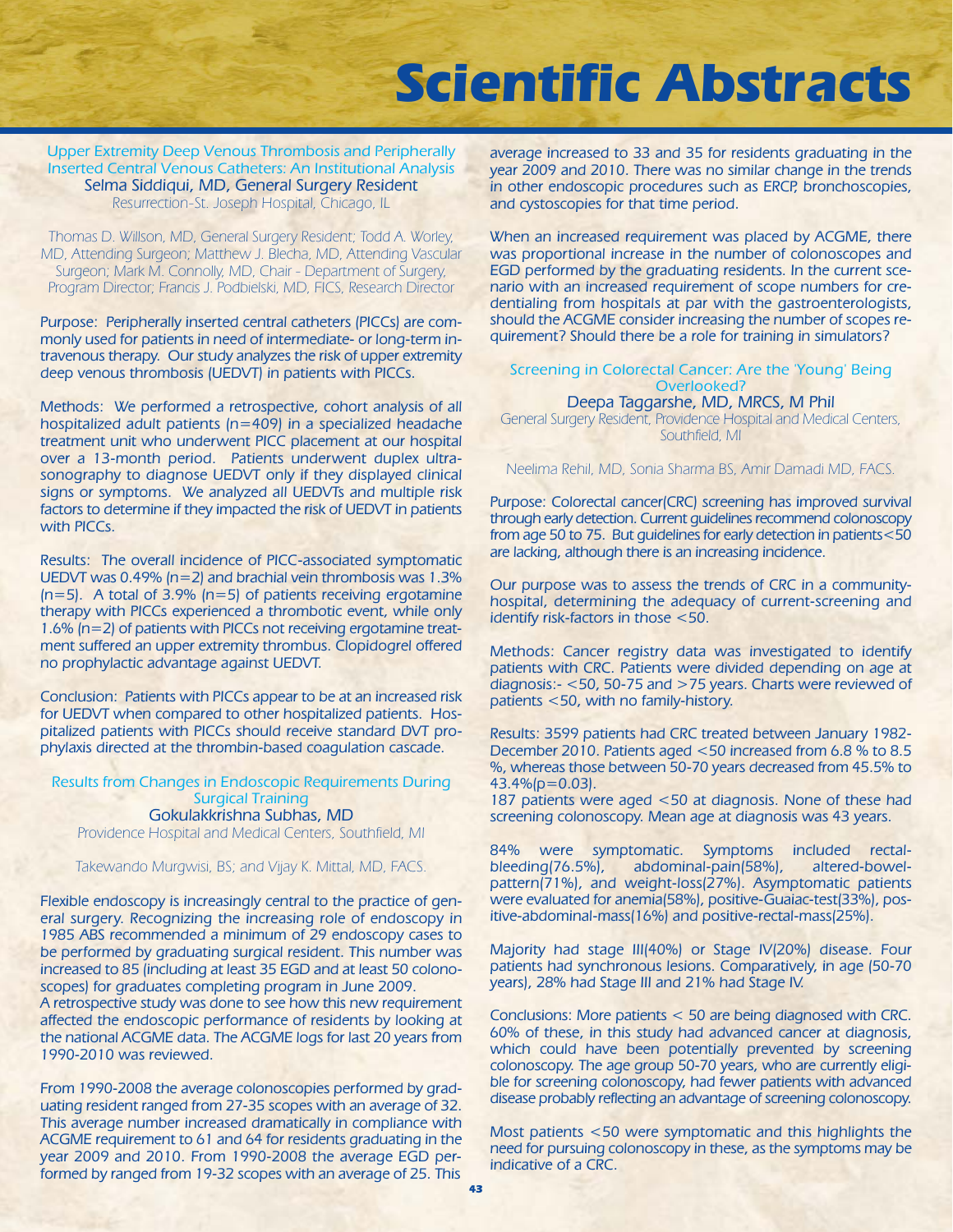# Scientific Abstracts

### Upper Extremity Deep Venous Thrombosis and Peripherally Inserted Central Venous Catheters: An Institutional Analysis

Selma Siddiqui, MD, General Surgery Resident
Resurrection-St. Joseph Hospital, Chicago, IL

*Thomas D. Willson, MD, General Surgery Resident; Todd A. Worley, MD, Attending Surgeon; Matthew J. Blecha, MD, Attending Vascular Surgeon; Mark M. Connolly, MD, Chair - Department of Surgery, Program Director; Francis J. Podbielski, MD, FICS, Research Director*

Purpose: Peripherally inserted central catheters (PICCs) are commonly used for patients in need of intermediate- or long-term intravenous therapy. Our study analyzes the risk of upper extremity deep venous thrombosis (UEDVT) in patients with PICCs.

Methods: We performed a retrospective, cohort analysis of all hospitalized adult patients (n=409) in a specialized headache treatment unit who underwent PICC placement at our hospital over a 13-month period. Patients underwent duplex ultrasonography to diagnose UEDVT only if they displayed clinical signs or symptoms. We analyzed all UEDVTs and multiple risk factors to determine if they impacted the risk of UEDVT in patients with PICCs.

Results: The overall incidence of PICC-associated symptomatic UEDVT was 0.49% (n=2) and brachial vein thrombosis was 1.3% (n=5). A total of 3.9% (n=5) of patients receiving ergotamine therapy with PICCs experienced a thrombotic event, while only 1.6% (n=2) of patients with PICCs not receiving ergotamine treatment suffered an upper extremity thrombus. Clopidogrel offered no prophylactic advantage against UEDVT.

Conclusion: Patients with PICCs appear to be at an increased risk for UEDVT when compared to other hospitalized patients. Hospitalized patients with PICCs should receive standard DVT prophylaxis directed at the thrombin-based coagulation cascade.

### Results from Changes in Endoscopic Requirements During Surgical Training

Gokulakkrishna Subhas, MD
Providence Hospital and Medical Centers, Southfield, MI

*Takewando Murgwisi, BS; and Vijay K. Mittal, MD, FACS.*

Flexible endoscopy is increasingly central to the practice of general surgery. Recognizing the increasing role of endoscopy in 1985 ABS recommended a minimum of 29 endoscopy cases to be performed by graduating surgical resident. This number was increased to 85 (including at least 35 EGD and at least 50 colonoscopes) for graduates completing program in June 2009.
A retrospective study was done to see how this new requirement affected the endoscopic performance of residents by looking at the national ACGME data. The ACGME logs for last 20 years from 1990-2010 was reviewed.

From 1990-2008 the average colonoscopies performed by graduating resident ranged from 27-35 scopes with an average of 32. This average number increased dramatically in compliance with ACGME requirement to 61 and 64 for residents graduating in the year 2009 and 2010. From 1990-2008 the average EGD performed by ranged from 19-32 scopes with an average of 25. This average increased to 33 and 35 for residents graduating in the year 2009 and 2010. There was no similar change in the trends in other endoscopic procedures such as ERCP, bronchoscopies, and cystoscopies for that time period.

When an increased requirement was placed by ACGME, there was proportional increase in the number of colonoscopes and EGD performed by the graduating residents. In the current scenario with an increased requirement of scope numbers for credentialing from hospitals at par with the gastroenterologists, should the ACGME consider increasing the number of scopes requirement? Should there be a role for training in simulators?

### Screening in Colorectal Cancer: Are the 'Young' Being Overlooked?

Deepa Taggarshe, MD, MRCS, M Phil
General Surgery Resident, Providence Hospital and Medical Centers, Southfield, MI

*Neelima Rehil, MD, Sonia Sharma BS, Amir Damadi MD, FACS.*

Purpose: Colorectal cancer(CRC) screening has improved survival through early detection. Current guidelines recommend colonoscopy from age 50 to 75. But guidelines for early detection in patients<50 are lacking, although there is an increasing incidence.

Our purpose was to assess the trends of CRC in a community-hospital, determining the adequacy of current-screening and identify risk-factors in those <50.

Methods: Cancer registry data was investigated to identify patients with CRC. Patients were divided depending on age at diagnosis:- <50, 50-75 and >75 years. Charts were reviewed of patients <50, with no family-history.

Results: 3599 patients had CRC treated between January 1982-December 2010. Patients aged <50 increased from 6.8 % to 8.5 %, whereas those between 50-70 years decreased from 45.5% to 43.4%(p=0.03).
187 patients were aged <50 at diagnosis. None of these had screening colonoscopy. Mean age at diagnosis was 43 years.

84% were symptomatic. Symptoms included rectal-bleeding(76.5%), abdominal-pain(58%), altered-bowel-pattern(71%), and weight-loss(27%). Asymptomatic patients were evaluated for anemia(58%), positive-Guaiac-test(33%), positive-abdominal-mass(16%) and positive-rectal-mass(25%).

Majority had stage III(40%) or Stage IV(20%) disease. Four patients had synchronous lesions. Comparatively, in age (50-70 years), 28% had Stage III and 21% had Stage IV.

Conclusions: More patients < 50 are being diagnosed with CRC. 60% of these, in this study had advanced cancer at diagnosis, which could have been potentially prevented by screening colonoscopy. The age group 50-70 years, who are currently eligible for screening colonoscopy, had fewer patients with advanced disease probably reflecting an advantage of screening colonoscopy.

Most patients <50 were symptomatic and this highlights the need for pursuing colonoscopy in these, as the symptoms may be indicative of a CRC.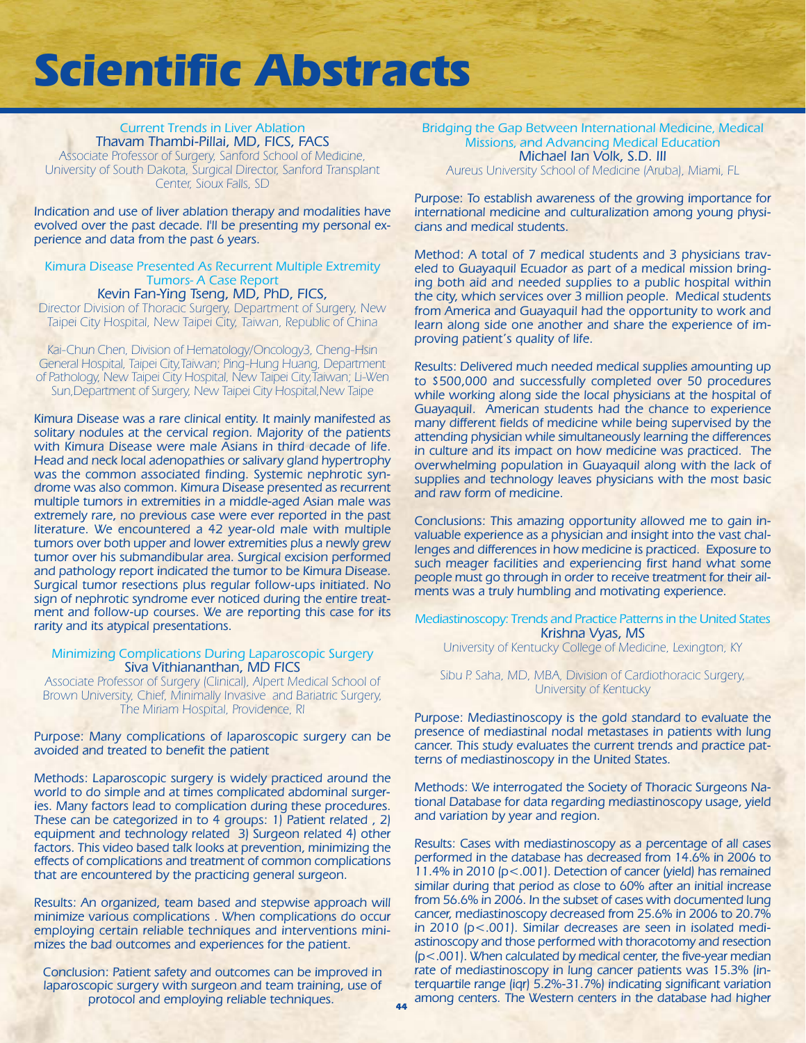# Scientific Abstracts

## Current Trends in Liver Ablation

**Thavam Thambi-Pillai, MD, FICS, FACS**

*Associate Professor of Surgery, Sanford School of Medicine, University of South Dakota, Surgical Director, Sanford Transplant Center, Sioux Falls, SD*

Indication and use of liver ablation therapy and modalities have evolved over the past decade. I'll be presenting my personal experience and data from the past 6 years.

## Kimura Disease Presented As Recurrent Multiple Extremity Tumors- A Case Report

**Kevin Fan-Ying Tseng, MD, PhD, FICS,**

*Director Division of Thoracic Surgery, Department of Surgery, New Taipei City Hospital, New Taipei City, Taiwan, Republic of China*

*Kai-Chun Chen, Division of Hematology/Oncology3, Cheng-Hsin General Hospital, Taipei City,Taiwan; Ping-Hung Huang, Department of Pathology, New Taipei City Hospital, New Taipei City,Taiwan; Li-Wen Sun,Department of Surgery, New Taipei City Hospital,New Taipe*

Kimura Disease was a rare clinical entity. It mainly manifested as solitary nodules at the cervical region. Majority of the patients with Kimura Disease were male Asians in third decade of life. Head and neck local adenopathies or salivary gland hypertrophy was the common associated finding. Systemic nephrotic syndrome was also common. Kimura Disease presented as recurrent multiple tumors in extremities in a middle-aged Asian male was extremely rare, no previous case were ever reported in the past literature. We encountered a 42 year-old male with multiple tumors over both upper and lower extremities plus a newly grew tumor over his submandibular area. Surgical excision performed and pathology report indicated the tumor to be Kimura Disease. Surgical tumor resections plus regular follow-ups initiated. No sign of nephrotic syndrome ever noticed during the entire treatment and follow-up courses. We are reporting this case for its rarity and its atypical presentations.

## Minimizing Complications During Laparoscopic Surgery

**Siva Vithiananthan, MD FICS**

*Associate Professor of Surgery (Clinical), Alpert Medical School of Brown University, Chief, Minimally Invasive and Bariatric Surgery, The Miriam Hospital, Providence, RI*

Purpose: Many complications of laparoscopic surgery can be avoided and treated to benefit the patient

Methods: Laparoscopic surgery is widely practiced around the world to do simple and at times complicated abdominal surgeries. Many factors lead to complication during these procedures. These can be categorized in to 4 groups: 1) Patient related , 2) equipment and technology related 3) Surgeon related 4) other factors. This video based talk looks at prevention, minimizing the effects of complications and treatment of common complications that are encountered by the practicing general surgeon.

Results: An organized, team based and stepwise approach will minimize various complications . When complications do occur employing certain reliable techniques and interventions minimizes the bad outcomes and experiences for the patient.

Conclusion: Patient safety and outcomes can be improved in laparoscopic surgery with surgeon and team training, use of protocol and employing reliable techniques.

## Bridging the Gap Between International Medicine, Medical Missions, and Advancing Medical Education

**Michael Ian Volk, S.D. III**

*Aureus University School of Medicine (Aruba), Miami, FL*

Purpose: To establish awareness of the growing importance for international medicine and culturalization among young physicians and medical students.

Method: A total of 7 medical students and 3 physicians traveled to Guayaquil Ecuador as part of a medical mission bringing both aid and needed supplies to a public hospital within the city, which services over 3 million people. Medical students from America and Guayaquil had the opportunity to work and learn along side one another and share the experience of improving patient's quality of life.

Results: Delivered much needed medical supplies amounting up to $500,000 and successfully completed over 50 procedures while working along side the local physicians at the hospital of Guayaquil. American students had the chance to experience many different fields of medicine while being supervised by the attending physician while simultaneously learning the differences in culture and its impact on how medicine was practiced. The overwhelming population in Guayaquil along with the lack of supplies and technology leaves physicians with the most basic and raw form of medicine.

Conclusions: This amazing opportunity allowed me to gain invaluable experience as a physician and insight into the vast challenges and differences in how medicine is practiced. Exposure to such meager facilities and experiencing first hand what some people must go through in order to receive treatment for their ailments was a truly humbling and motivating experience.

## Mediastinoscopy: Trends and Practice Patterns in the United States

**Krishna Vyas, MS**

*University of Kentucky College of Medicine, Lexington, KY*

*Sibu P. Saha, MD, MBA, Division of Cardiothoracic Surgery, University of Kentucky*

Purpose: Mediastinoscopy is the gold standard to evaluate the presence of mediastinal nodal metastases in patients with lung cancer. This study evaluates the current trends and practice patterns of mediastinoscopy in the United States.

Methods: We interrogated the Society of Thoracic Surgeons National Database for data regarding mediastinoscopy usage, yield and variation by year and region.

Results: Cases with mediastinoscopy as a percentage of all cases performed in the database has decreased from 14.6% in 2006 to 11.4% in 2010 ($p<.001$). Detection of cancer (yield) has remained similar during that period as close to 60% after an initial increase from 56.6% in 2006. In the subset of cases with documented lung cancer, mediastinoscopy decreased from 25.6% in 2006 to 20.7% in 2010 ($p<.001$). Similar decreases are seen in isolated mediastinoscopy and those performed with thoracotomy and resection ($p<.001$). When calculated by medical center, the five-year median rate of mediastinoscopy in lung cancer patients was 15.3% (interquartile range (iqr) 5.2%-31.7%) indicating significant variation among centers. The Western centers in the database had higher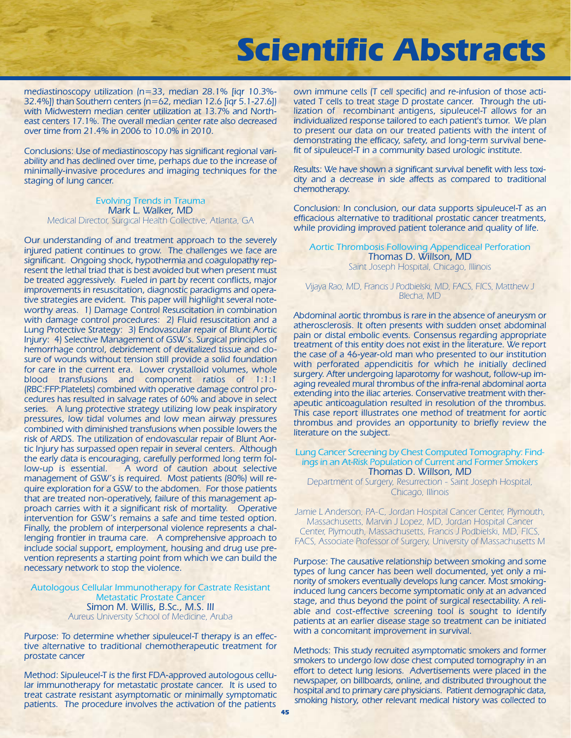mediastinoscopy utilization (n=33, median 28.1% [iqr 10.3%-32.4%]) than Southern centers (n=62, median 12.6 [iqr 5.1-27.6]) with Midwestern median center utilization at 13.7% and Northeast centers 17.1%. The overall median center rate also decreased over time from 21.4% in 2006 to 10.0% in 2010.

Conclusions: Use of mediastinoscopy has significant regional variability and has declined over time, perhaps due to the increase of minimally-invasive procedures and imaging techniques for the staging of lung cancer.

### Evolving Trends in Trauma

Mark L. Walker, MD

*Medical Director, Surgical Health Collective, Atlanta, GA*

Our understanding of and treatment approach to the severely injured patient continues to grow. The challenges we face are significant. Ongoing shock, hypothermia and coagulopathy represent the lethal triad that is best avoided but when present must be treated aggressively. Fueled in part by recent conflicts, major improvements in resuscitation, diagnostic paradigms and operative strategies are evident. This paper will highlight several noteworthy areas. 1) Damage Control Resuscitation in combination with damage control procedures: 2) Fluid resuscitation and a Lung Protective Strategy: 3) Endovascular repair of Blunt Aortic Injury: 4) Selective Management of GSW's. Surgical principles of hemorrhage control, debridement of devitalized tissue and closure of wounds without tension still provide a solid foundation for care in the current era. Lower crystalloid volumes, whole blood transfusions and component ratios of 1:1:1 (RBC:FFP:Platelets) combined with operative damage control procedures has resulted in salvage rates of 60% and above in select series. A lung protective strategy utilizing low peak inspiratory pressures, low tidal volumes and low mean airway pressures combined with diminished transfusions when possible lowers the risk of ARDS. The utilization of endovascular repair of Blunt Aortic Injury has surpassed open repair in several centers. Although the early data is encouraging, carefully performed long term follow-up is essential. A word of caution about selective management of GSW's is required. Most patients (80%) will require exploration for a GSW to the abdomen. For those patients that are treated non-operatively, failure of this management approach carries with it a significant risk of mortality. Operative intervention for GSW's remains a safe and time tested option. Finally, the problem of interpersonal violence represents a challenging frontier in trauma care. A comprehensive approach to include social support, employment, housing and drug use prevention represents a starting point from which we can build the necessary network to stop the violence.

### Autologous Cellular Immunotherapy for Castrate Resistant Metastatic Prostate Cancer

Simon M. Willis, B.Sc., M.S. III

*Aureus University School of Medicine, Aruba*

Purpose: To determine whether sipuleucel-T therapy is an effective alternative to traditional chemotherapeutic treatment for prostate cancer

Method: Sipuleucel-T is the first FDA-approved autologous cellular immunotherapy for metastatic prostate cancer. It is used to treat castrate resistant asymptomatic or minimally symptomatic patients. The procedure involves the activation of the patients own immune cells (T cell specific) and re-infusion of those activated T cells to treat stage D prostate cancer. Through the utilization of recombinant antigens, sipuleucel-T allows for an individualized response tailored to each patient's tumor. We plan to present our data on our treated patients with the intent of demonstrating the efficacy, safety, and long-term survival benefit of sipuleucel-T in a community based urologic institute.

Results: We have shown a significant survival benefit with less toxicity and a decrease in side affects as compared to traditional chemotherapy.

Conclusion: In conclusion, our data supports sipuleucel-T as an efficacious alternative to traditional prostatic cancer treatments, while providing improved patient tolerance and quality of life.

### Aortic Thrombosis Following Appendiceal Perforation

Thomas D. Willson, MD

*Saint Joseph Hospital, Chicago, Illinois*

*Vijaya Rao, MD, Francis J Podbielski, MD, FACS, FICS, Matthew J Blecha, MD*

Abdominal aortic thrombus is rare in the absence of aneurysm or atherosclerosis. It often presents with sudden onset abdominal pain or distal embolic events. Consensus regarding appropriate treatment of this entity does not exist in the literature. We report the case of a 46-year-old man who presented to our institution with perforated appendicitis for which he initially declined surgery. After undergoing laparotomy for washout, follow-up imaging revealed mural thrombus of the infra-renal abdominal aorta extending into the iliac arteries. Conservative treatment with therapeutic anticoagulation resulted in resolution of the thrombus. This case report illustrates one method of treatment for aortic thrombus and provides an opportunity to briefly review the literature on the subject.

### Lung Cancer Screening by Chest Computed Tomography: Findings in an At-Risk Population of Current and Former Smokers

Thomas D. Willson, MD

*Department of Surgery, Resurrection - Saint Joseph Hospital, Chicago, Illinois*

*Jamie L Anderson, PA-C, Jordan Hospital Cancer Center, Plymouth, Massachusetts, Marvin J Lopez, MD, Jordan Hospital Cancer Center, Plymouth, Massachusetts, Francis J Podbielski, MD, FICS, FACS, Associate Professor of Surgery, University of Massachusetts M*

Purpose: The causative relationship between smoking and some types of lung cancer has been well documented, yet only a minority of smokers eventually develops lung cancer. Most smoking-induced lung cancers become symptomatic only at an advanced stage, and thus beyond the point of surgical resectability. A reliable and cost-effective screening tool is sought to identify patients at an earlier disease stage so treatment can be initiated with a concomitant improvement in survival.

Methods: This study recruited asymptomatic smokers and former smokers to undergo low dose chest computed tomography in an effort to detect lung lesions. Advertisements were placed in the newspaper, on billboards, online, and distributed throughout the hospital and to primary care physicians. Patient demographic data, smoking history, other relevant medical history was collected to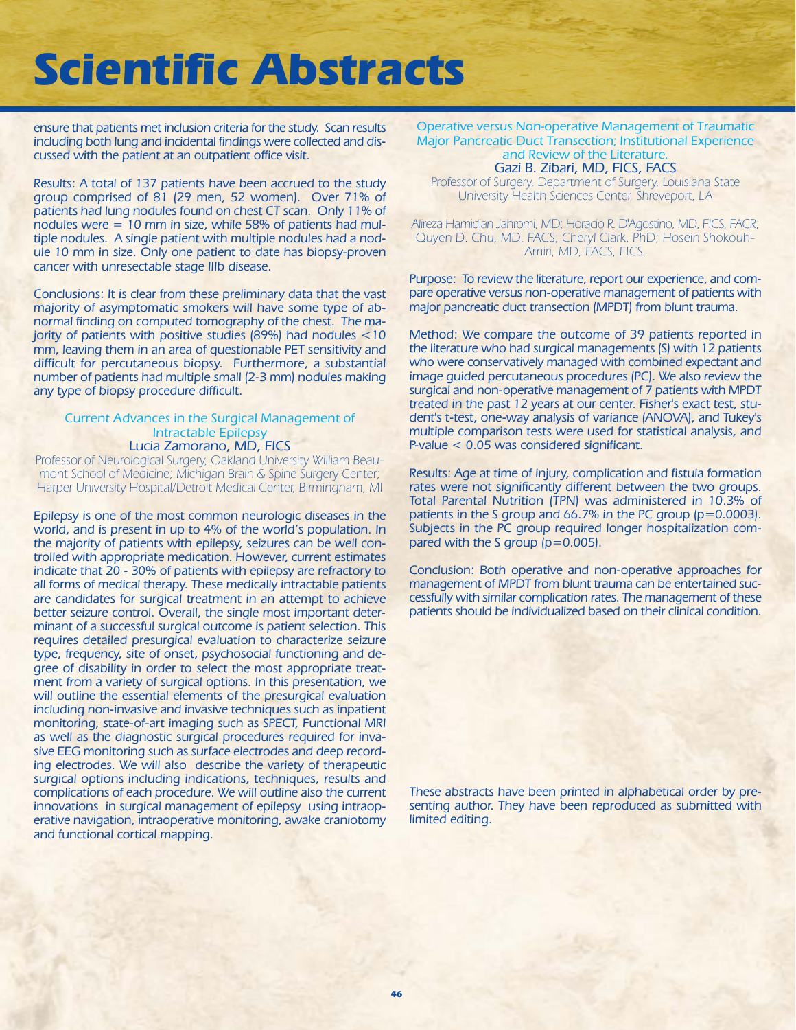# Scientific Abstracts

ensure that patients met inclusion criteria for the study. Scan results including both lung and incidental findings were collected and discussed with the patient at an outpatient office visit.

Results: A total of 137 patients have been accrued to the study group comprised of 81 (29 men, 52 women). Over 71% of patients had lung nodules found on chest CT scan. Only 11% of nodules were = 10 mm in size, while 58% of patients had multiple nodules. A single patient with multiple nodules had a nodule 10 mm in size. Only one patient to date has biopsy-proven cancer with unresectable stage IIIb disease.

Conclusions: It is clear from these preliminary data that the vast majority of asymptomatic smokers will have some type of abnormal finding on computed tomography of the chest. The majority of patients with positive studies (89%) had nodules <10 mm, leaving them in an area of questionable PET sensitivity and difficult for percutaneous biopsy. Furthermore, a substantial number of patients had multiple small (2-3 mm) nodules making any type of biopsy procedure difficult.

### Current Advances in the Surgical Management of Intractable Epilepsy

**Lucia Zamorano, MD, FICS**

Professor of Neurological Surgery, Oakland University William Beaumont School of Medicine; Michigan Brain & Spine Surgery Center; Harper University Hospital/Detroit Medical Center, Birmingham, MI

Epilepsy is one of the most common neurologic diseases in the world, and is present in up to 4% of the world's population. In the majority of patients with epilepsy, seizures can be well controlled with appropriate medication. However, current estimates indicate that 20 - 30% of patients with epilepsy are refractory to all forms of medical therapy. These medically intractable patients are candidates for surgical treatment in an attempt to achieve better seizure control. Overall, the single most important determinant of a successful surgical outcome is patient selection. This requires detailed presurgical evaluation to characterize seizure type, frequency, site of onset, psychosocial functioning and degree of disability in order to select the most appropriate treatment from a variety of surgical options. In this presentation, we will outline the essential elements of the presurgical evaluation including non-invasive and invasive techniques such as inpatient monitoring, state-of-art imaging such as SPECT, Functional MRI as well as the diagnostic surgical procedures required for invasive EEG monitoring such as surface electrodes and deep recording electrodes. We will also describe the variety of therapeutic surgical options including indications, techniques, results and complications of each procedure. We will outline also the current innovations in surgical management of epilepsy using intraoperative navigation, intraoperative monitoring, awake craniotomy and functional cortical mapping.

### Operative versus Non-operative Management of Traumatic Major Pancreatic Duct Transection; Institutional Experience and Review of the Literature.

**Gazi B. Zibari, MD, FICS, FACS**

Professor of Surgery, Department of Surgery, Louisiana State University Health Sciences Center, Shreveport, LA

Alireza Hamidian Jahromi, MD; Horacio R. D'Agostino, MD, FICS, FACR; Quyen D. Chu, MD, FACS; Cheryl Clark, PhD; Hosein Shokouh-Amiri, MD, FACS, FICS.

Purpose: To review the literature, report our experience, and compare operative versus non-operative management of patients with major pancreatic duct transection (MPDT) from blunt trauma.

Method: We compare the outcome of 39 patients reported in the literature who had surgical managements (S) with 12 patients who were conservatively managed with combined expectant and image guided percutaneous procedures (PC). We also review the surgical and non-operative management of 7 patients with MPDT treated in the past 12 years at our center. Fisher's exact test, student's t-test, one-way analysis of variance (ANOVA), and Tukey's multiple comparison tests were used for statistical analysis, and P-value $< 0.05$ was considered significant.

Results: Age at time of injury, complication and fistula formation rates were not significantly different between the two groups. Total Parental Nutrition (TPN) was administered in 10.3% of patients in the S group and 66.7% in the PC group ($p=0.0003$). Subjects in the PC group required longer hospitalization compared with the S group ($p=0.005$).

Conclusion: Both operative and non-operative approaches for management of MPDT from blunt trauma can be entertained successfully with similar complication rates. The management of these patients should be individualized based on their clinical condition.

*These abstracts have been printed in alphabetical order by presenting author. They have been reproduced as submitted with limited editing.*